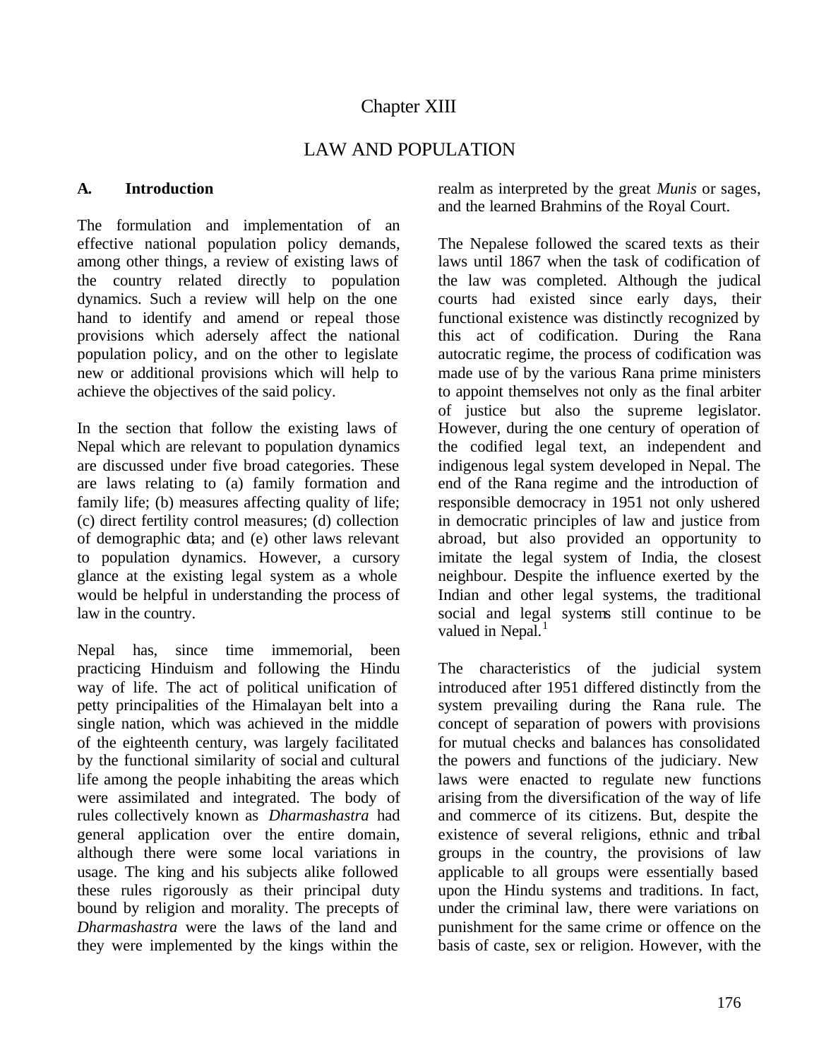# Chapter XIII

# LAW AND POPULATION

## A. Introduction

The formulation and implementation of an effective national population policy demands, among other things, a review of existing laws of the country related directly to population dynamics. Such a review will help on the one hand to identify and amend or repeal those provisions which adersely affect the national population policy, and on the other to legislate new or additional provisions which will help to achieve the objectives of the said policy.

In the section that follow the existing laws of Nepal which are relevant to population dynamics are discussed under five broad categories. These are laws relating to (a) family formation and family life; (b) measures affecting quality of life; (c) direct fertility control measures; (d) collection of demographic data; and (e) other laws relevant to population dynamics. However, a cursory glance at the existing legal system as a whole would be helpful in understanding the process of law in the country.

Nepal has, since time immemorial, been practicing Hinduism and following the Hindu way of life. The act of political unification of petty principalities of the Himalayan belt into a single nation, which was achieved in the middle of the eighteenth century, was largely facilitated by the functional similarity of social and cultural life among the people inhabiting the areas which were assimilated and integrated. The body of rules collectively known as *Dharmashastra* had general application over the entire domain, although there were some local variations in usage. The king and his subjects alike followed these rules rigorously as their principal duty bound by religion and morality. The precepts of *Dharmashastra* were the laws of the land and they were implemented by the kings within the realm as interpreted by the great *Munis* or sages, and the learned Brahmins of the Royal Court.

The Nepalese followed the scared texts as their laws until 1867 when the task of codification of the law was completed. Although the judical courts had existed since early days, their functional existence was distinctly recognized by this act of codification. During the Rana autocratic regime, the process of codification was made use of by the various Rana prime ministers to appoint themselves not only as the final arbiter of justice but also the supreme legislator. However, during the one century of operation of the codified legal text, an independent and indigenous legal system developed in Nepal. The end of the Rana regime and the introduction of responsible democracy in 1951 not only ushered in democratic principles of law and justice from abroad, but also provided an opportunity to imitate the legal system of India, the closest neighbour. Despite the influence exerted by the Indian and other legal systems, the traditional social and legal systems still continue to be valued in Nepal.[1]

The characteristics of the judicial system introduced after 1951 differed distinctly from the system prevailing during the Rana rule. The concept of separation of powers with provisions for mutual checks and balances has consolidated the powers and functions of the judiciary. New laws were enacted to regulate new functions arising from the diversification of the way of life and commerce of its citizens. But, despite the existence of several religions, ethnic and tribal groups in the country, the provisions of law applicable to all groups were essentially based upon the Hindu systems and traditions. In fact, under the criminal law, there were variations on punishment for the same crime or offence on the basis of caste, sex or religion. However, with the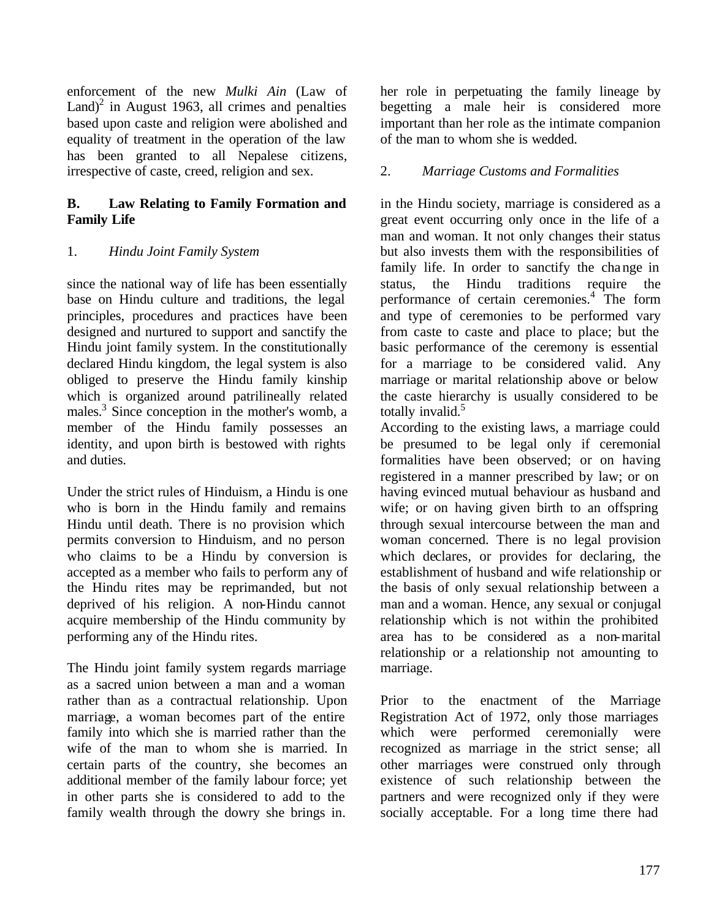enforcement of the new *Mulki Ain* (Law of Land)[2] in August 1963, all crimes and penalties based upon caste and religion were abolished and equality of treatment in the operation of the law has been granted to all Nepalese citizens, irrespective of caste, creed, religion and sex.

## B. Law Relating to Family Formation and Family Life

### 1. *Hindu Joint Family System*

since the national way of life has been essentially base on Hindu culture and traditions, the legal principles, procedures and practices have been designed and nurtured to support and sanctify the Hindu joint family system. In the constitutionally declared Hindu kingdom, the legal system is also obliged to preserve the Hindu family kinship which is organized around patrilineally related males.[3] Since conception in the mother's womb, a member of the Hindu family possesses an identity, and upon birth is bestowed with rights and duties.

Under the strict rules of Hinduism, a Hindu is one who is born in the Hindu family and remains Hindu until death. There is no provision which permits conversion to Hinduism, and no person who claims to be a Hindu by conversion is accepted as a member who fails to perform any of the Hindu rites may be reprimanded, but not deprived of his religion. A non-Hindu cannot acquire membership of the Hindu community by performing any of the Hindu rites.

The Hindu joint family system regards marriage as a sacred union between a man and a woman rather than as a contractual relationship. Upon marriage, a woman becomes part of the entire family into which she is married rather than the wife of the man to whom she is married. In certain parts of the country, she becomes an additional member of the family labour force; yet in other parts she is considered to add to the family wealth through the dowry she brings in. her role in perpetuating the family lineage by begetting a male heir is considered more important than her role as the intimate companion of the man to whom she is wedded.

### 2. *Marriage Customs and Formalities*

in the Hindu society, marriage is considered as a great event occurring only once in the life of a man and woman. It not only changes their status but also invests them with the responsibilities of family life. In order to sanctify the change in status, the Hindu traditions require the performance of certain ceremonies.[4] The form and type of ceremonies to be performed vary from caste to caste and place to place; but the basic performance of the ceremony is essential for a marriage to be considered valid. Any marriage or marital relationship above or below the caste hierarchy is usually considered to be totally invalid.[5]

According to the existing laws, a marriage could be presumed to be legal only if ceremonial formalities have been observed; or on having registered in a manner prescribed by law; or on having evinced mutual behaviour as husband and wife; or on having given birth to an offspring through sexual intercourse between the man and woman concerned. There is no legal provision which declares, or provides for declaring, the establishment of husband and wife relationship or the basis of only sexual relationship between a man and a woman. Hence, any sexual or conjugal relationship which is not within the prohibited area has to be considered as a non-marital relationship or a relationship not amounting to marriage.

Prior to the enactment of the Marriage Registration Act of 1972, only those marriages which were performed ceremonially were recognized as marriage in the strict sense; all other marriages were construed only through existence of such relationship between the partners and were recognized only if they were socially acceptable. For a long time there had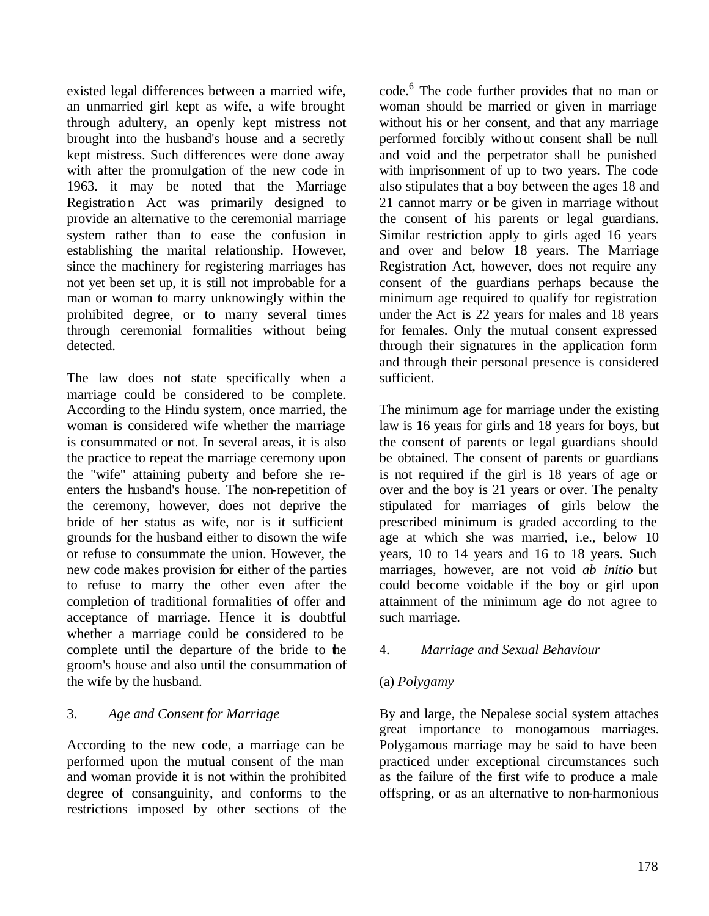existed legal differences between a married wife, an unmarried girl kept as wife, a wife brought through adultery, an openly kept mistress not brought into the husband's house and a secretly kept mistress. Such differences were done away with after the promulgation of the new code in 1963. it may be noted that the Marriage Registration Act was primarily designed to provide an alternative to the ceremonial marriage system rather than to ease the confusion in establishing the marital relationship. However, since the machinery for registering marriages has not yet been set up, it is still not improbable for a man or woman to marry unknowingly within the prohibited degree, or to marry several times through ceremonial formalities without being detected.

The law does not state specifically when a marriage could be considered to be complete. According to the Hindu system, once married, the woman is considered wife whether the marriage is consummated or not. In several areas, it is also the practice to repeat the marriage ceremony upon the "wife" attaining puberty and before she re-enters the husband's house. The non-repetition of the ceremony, however, does not deprive the bride of her status as wife, nor is it sufficient grounds for the husband either to disown the wife or refuse to consummate the union. However, the new code makes provision for either of the parties to refuse to marry the other even after the completion of traditional formalities of offer and acceptance of marriage. Hence it is doubtful whether a marriage could be considered to be complete until the departure of the bride to the groom's house and also until the consummation of the wife by the husband.

## 3. *Age and Consent for Marriage*

According to the new code, a marriage can be performed upon the mutual consent of the man and woman provide it is not within the prohibited degree of consanguinity, and conforms to the restrictions imposed by other sections of the code.[6] The code further provides that no man or woman should be married or given in marriage without his or her consent, and that any marriage performed forcibly without consent shall be null and void and the perpetrator shall be punished with imprisonment of up to two years. The code also stipulates that a boy between the ages 18 and 21 cannot marry or be given in marriage without the consent of his parents or legal guardians. Similar restriction apply to girls aged 16 years and over and below 18 years. The Marriage Registration Act, however, does not require any consent of the guardians perhaps because the minimum age required to qualify for registration under the Act is 22 years for males and 18 years for females. Only the mutual consent expressed through their signatures in the application form and through their personal presence is considered sufficient.

The minimum age for marriage under the existing law is 16 years for girls and 18 years for boys, but the consent of parents or legal guardians should be obtained. The consent of parents or guardians is not required if the girl is 18 years of age or over and the boy is 21 years or over. The penalty stipulated for marriages of girls below the prescribed minimum is graded according to the age at which she was married, i.e., below 10 years, 10 to 14 years and 16 to 18 years. Such marriages, however, are not void *ab initio* but could become voidable if the boy or girl upon attainment of the minimum age do not agree to such marriage.

## 4. *Marriage and Sexual Behaviour*

### (a) *Polygamy*

By and large, the Nepalese social system attaches great importance to monogamous marriages. Polygamous marriage may be said to have been practiced under exceptional circumstances such as the failure of the first wife to produce a male offspring, or as an alternative to non-harmonious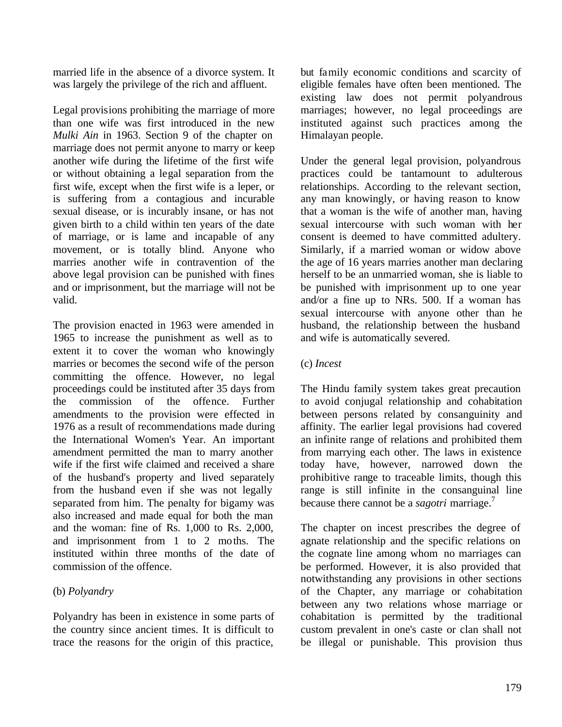married life in the absence of a divorce system. It was largely the privilege of the rich and affluent.

Legal provisions prohibiting the marriage of more than one wife was first introduced in the new *Mulki Ain* in 1963. Section 9 of the chapter on marriage does not permit anyone to marry or keep another wife during the lifetime of the first wife or without obtaining a legal separation from the first wife, except when the first wife is a leper, or is suffering from a contagious and incurable sexual disease, or is incurably insane, or has not given birth to a child within ten years of the date of marriage, or is lame and incapable of any movement, or is totally blind. Anyone who marries another wife in contravention of the above legal provision can be punished with fines and or imprisonment, but the marriage will not be valid.

The provision enacted in 1963 were amended in 1965 to increase the punishment as well as to extent it to cover the woman who knowingly marries or becomes the second wife of the person committing the offence. However, no legal proceedings could be instituted after 35 days from the commission of the offence. Further amendments to the provision were effected in 1976 as a result of recommendations made during the International Women's Year. An important amendment permitted the man to marry another wife if the first wife claimed and received a share of the husband's property and lived separately from the husband even if she was not legally separated from him. The penalty for bigamy was also increased and made equal for both the man and the woman: fine of Rs. 1,000 to Rs. 2,000, and imprisonment from 1 to 2 moths. The instituted within three months of the date of commission of the offence.

(b) *Polyandry*

Polyandry has been in existence in some parts of the country since ancient times. It is difficult to trace the reasons for the origin of this practice, but family economic conditions and scarcity of eligible females have often been mentioned. The existing law does not permit polyandrous marriages; however, no legal proceedings are instituted against such practices among the Himalayan people.

Under the general legal provision, polyandrous practices could be tantamount to adulterous relationships. According to the relevant section, any man knowingly, or having reason to know that a woman is the wife of another man, having sexual intercourse with such woman with her consent is deemed to have committed adultery. Similarly, if a married woman or widow above the age of 16 years marries another man declaring herself to be an unmarried woman, she is liable to be punished with imprisonment up to one year and/or a fine up to NRs. 500. If a woman has sexual intercourse with anyone other than he husband, the relationship between the husband and wife is automatically severed.

(c) *Incest*

The Hindu family system takes great precaution to avoid conjugal relationship and cohabitation between persons related by consanguinity and affinity. The earlier legal provisions had covered an infinite range of relations and prohibited them from marrying each other. The laws in existence today have, however, narrowed down the prohibitive range to traceable limits, though this range is still infinite in the consanguinal line because there cannot be a *sagotri* marriage.[7]

The chapter on incest prescribes the degree of agnate relationship and the specific relations on the cognate line among whom no marriages can be performed. However, it is also provided that notwithstanding any provisions in other sections of the Chapter, any marriage or cohabitation between any two relations whose marriage or cohabitation is permitted by the traditional custom prevalent in one's caste or clan shall not be illegal or punishable. This provision thus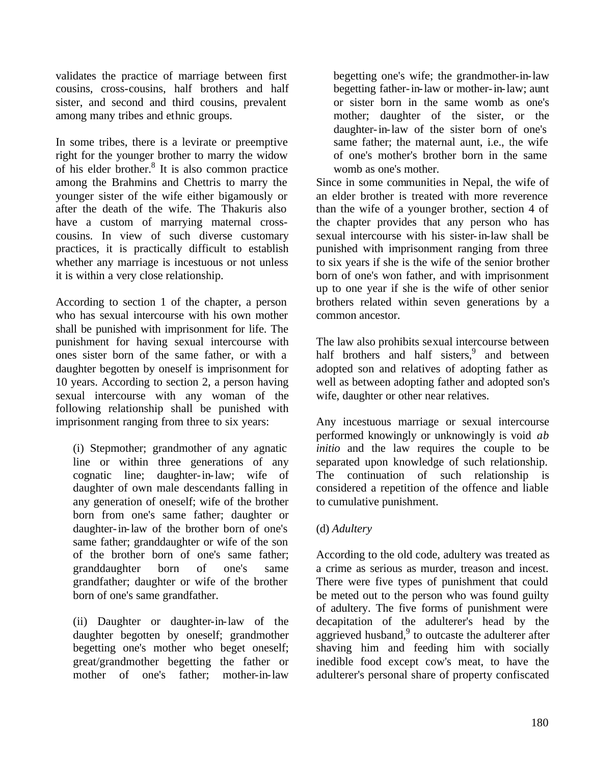validates the practice of marriage between first cousins, cross-cousins, half brothers and half sister, and second and third cousins, prevalent among many tribes and ethnic groups.

In some tribes, there is a levirate or preemptive right for the younger brother to marry the widow of his elder brother.[8] It is also common practice among the Brahmins and Chettris to marry the younger sister of the wife either bigamously or after the death of the wife. The Thakuris also have a custom of marrying maternal cross-cousins. In view of such diverse customary practices, it is practically difficult to establish whether any marriage is incestuous or not unless it is within a very close relationship.

According to section 1 of the chapter, a person who has sexual intercourse with his own mother shall be punished with imprisonment for life. The punishment for having sexual intercourse with ones sister born of the same father, or with a daughter begotten by oneself is imprisonment for 10 years. According to section 2, a person having sexual intercourse with any woman of the following relationship shall be punished with imprisonment ranging from three to six years:

(i) Stepmother; grandmother of any agnatic line or within three generations of any cognatic line; daughter-in-law; wife of daughter of own male descendants falling in any generation of oneself; wife of the brother born from one's same father; daughter or daughter-in-law of the brother born of one's same father; granddaughter or wife of the son of the brother born of one's same father; granddaughter born of one's same grandfather; daughter or wife of the brother born of one's same grandfather.

(ii) Daughter or daughter-in-law of the daughter begotten by oneself; grandmother begetting one's mother who beget oneself; great/grandmother begetting the father or mother of one's father; mother-in-law begetting one's wife; the grandmother-in-law begetting father-in-law or mother-in-law; aunt or sister born in the same womb as one's mother; daughter of the sister, or the daughter-in-law of the sister born of one's same father; the maternal aunt, i.e., the wife of one's mother's brother born in the same womb as one's mother.

Since in some communities in Nepal, the wife of an elder brother is treated with more reverence than the wife of a younger brother, section 4 of the chapter provides that any person who has sexual intercourse with his sister-in-law shall be punished with imprisonment ranging from three to six years if she is the wife of the senior brother born of one's won father, and with imprisonment up to one year if she is the wife of other senior brothers related within seven generations by a common ancestor.

The law also prohibits sexual intercourse between half brothers and half sisters,[9] and between adopted son and relatives of adopting father as well as between adopting father and adopted son's wife, daughter or other near relatives.

Any incestuous marriage or sexual intercourse performed knowingly or unknowingly is void *ab initio* and the law requires the couple to be separated upon knowledge of such relationship. The continuation of such relationship is considered a repetition of the offence and liable to cumulative punishment.

(d) *Adultery*

According to the old code, adultery was treated as a crime as serious as murder, treason and incest. There were five types of punishment that could be meted out to the person who was found guilty of adultery. The five forms of punishment were decapitation of the adulterer's head by the aggrieved husband,[9] to outcaste the adulterer after shaving him and feeding him with socially inedible food except cow's meat, to have the adulterer's personal share of property confiscated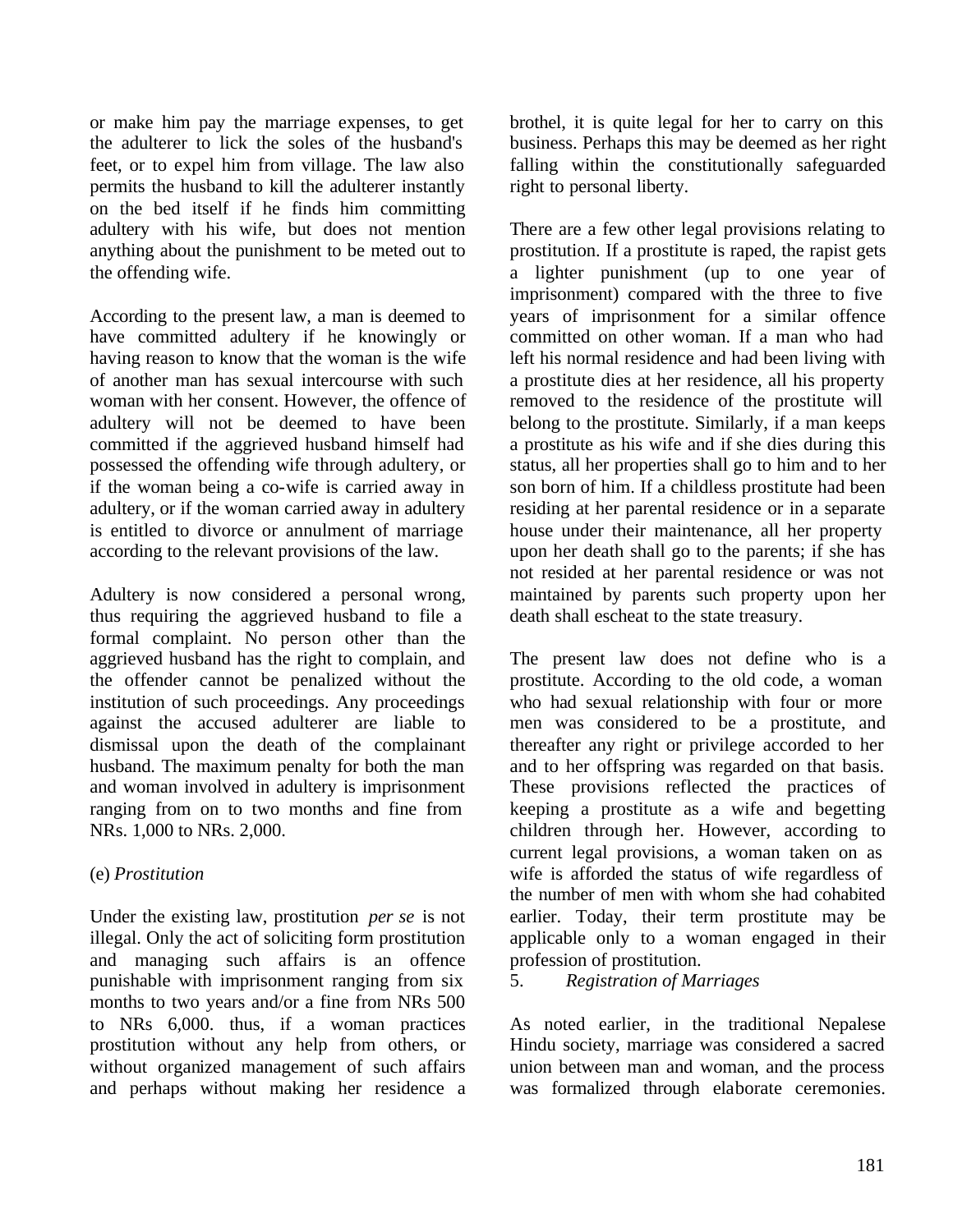or make him pay the marriage expenses, to get the adulterer to lick the soles of the husband's feet, or to expel him from village. The law also permits the husband to kill the adulterer instantly on the bed itself if he finds him committing adultery with his wife, but does not mention anything about the punishment to be meted out to the offending wife.

According to the present law, a man is deemed to have committed adultery if he knowingly or having reason to know that the woman is the wife of another man has sexual intercourse with such woman with her consent. However, the offence of adultery will not be deemed to have been committed if the aggrieved husband himself had possessed the offending wife through adultery, or if the woman being a co-wife is carried away in adultery, or if the woman carried away in adultery is entitled to divorce or annulment of marriage according to the relevant provisions of the law.

Adultery is now considered a personal wrong, thus requiring the aggrieved husband to file a formal complaint. No person other than the aggrieved husband has the right to complain, and the offender cannot be penalized without the institution of such proceedings. Any proceedings against the accused adulterer are liable to dismissal upon the death of the complainant husband. The maximum penalty for both the man and woman involved in adultery is imprisonment ranging from on to two months and fine from NRs. 1,000 to NRs. 2,000.

(e) *Prostitution*

Under the existing law, prostitution *per se* is not illegal. Only the act of soliciting form prostitution and managing such affairs is an offence punishable with imprisonment ranging from six months to two years and/or a fine from NRs 500 to NRs 6,000. thus, if a woman practices prostitution without any help from others, or without organized management of such affairs and perhaps without making her residence a brothel, it is quite legal for her to carry on this business. Perhaps this may be deemed as her right falling within the constitutionally safeguarded right to personal liberty.

There are a few other legal provisions relating to prostitution. If a prostitute is raped, the rapist gets a lighter punishment (up to one year of imprisonment) compared with the three to five years of imprisonment for a similar offence committed on other woman. If a man who had left his normal residence and had been living with a prostitute dies at her residence, all his property removed to the residence of the prostitute will belong to the prostitute. Similarly, if a man keeps a prostitute as his wife and if she dies during this status, all her properties shall go to him and to her son born of him. If a childless prostitute had been residing at her parental residence or in a separate house under their maintenance, all her property upon her death shall go to the parents; if she has not resided at her parental residence or was not maintained by parents such property upon her death shall escheat to the state treasury.

The present law does not define who is a prostitute. According to the old code, a woman who had sexual relationship with four or more men was considered to be a prostitute, and thereafter any right or privilege accorded to her and to her offspring was regarded on that basis. These provisions reflected the practices of keeping a prostitute as a wife and begetting children through her. However, according to current legal provisions, a woman taken on as wife is afforded the status of wife regardless of the number of men with whom she had cohabited earlier. Today, their term prostitute may be applicable only to a woman engaged in their profession of prostitution.

5. *Registration of Marriages*

As noted earlier, in the traditional Nepalese Hindu society, marriage was considered a sacred union between man and woman, and the process was formalized through elaborate ceremonies.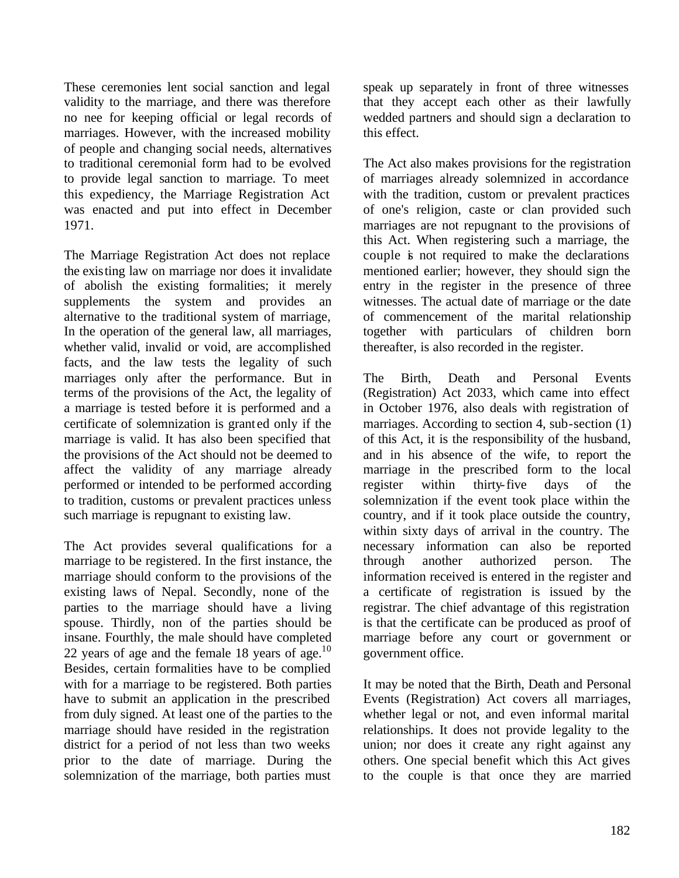These ceremonies lent social sanction and legal validity to the marriage, and there was therefore no nee for keeping official or legal records of marriages. However, with the increased mobility of people and changing social needs, alternatives to traditional ceremonial form had to be evolved to provide legal sanction to marriage. To meet this expediency, the Marriage Registration Act was enacted and put into effect in December 1971.

The Marriage Registration Act does not replace the existing law on marriage nor does it invalidate of abolish the existing formalities; it merely supplements the system and provides an alternative to the traditional system of marriage, In the operation of the general law, all marriages, whether valid, invalid or void, are accomplished facts, and the law tests the legality of such marriages only after the performance. But in terms of the provisions of the Act, the legality of a marriage is tested before it is performed and a certificate of solemnization is granted only if the marriage is valid. It has also been specified that the provisions of the Act should not be deemed to affect the validity of any marriage already performed or intended to be performed according to tradition, customs or prevalent practices unless such marriage is repugnant to existing law.

The Act provides several qualifications for a marriage to be registered. In the first instance, the marriage should conform to the provisions of the existing laws of Nepal. Secondly, none of the parties to the marriage should have a living spouse. Thirdly, non of the parties should be insane. Fourthly, the male should have completed 22 years of age and the female 18 years of age.[10] Besides, certain formalities have to be complied with for a marriage to be registered. Both parties have to submit an application in the prescribed from duly signed. At least one of the parties to the marriage should have resided in the registration district for a period of not less than two weeks prior to the date of marriage. During the solemnization of the marriage, both parties must speak up separately in front of three witnesses that they accept each other as their lawfully wedded partners and should sign a declaration to this effect.

The Act also makes provisions for the registration of marriages already solemnized in accordance with the tradition, custom or prevalent practices of one's religion, caste or clan provided such marriages are not repugnant to the provisions of this Act. When registering such a marriage, the couple is not required to make the declarations mentioned earlier; however, they should sign the entry in the register in the presence of three witnesses. The actual date of marriage or the date of commencement of the marital relationship together with particulars of children born thereafter, is also recorded in the register.

The Birth, Death and Personal Events (Registration) Act 2033, which came into effect in October 1976, also deals with registration of marriages. According to section 4, sub-section (1) of this Act, it is the responsibility of the husband, and in his absence of the wife, to report the marriage in the prescribed form to the local register within thirty-five days of the solemnization if the event took place within the country, and if it took place outside the country, within sixty days of arrival in the country. The necessary information can also be reported through another authorized person. The information received is entered in the register and a certificate of registration is issued by the registrar. The chief advantage of this registration is that the certificate can be produced as proof of marriage before any court or government or government office.

It may be noted that the Birth, Death and Personal Events (Registration) Act covers all marriages, whether legal or not, and even informal marital relationships. It does not provide legality to the union; nor does it create any right against any others. One special benefit which this Act gives to the couple is that once they are married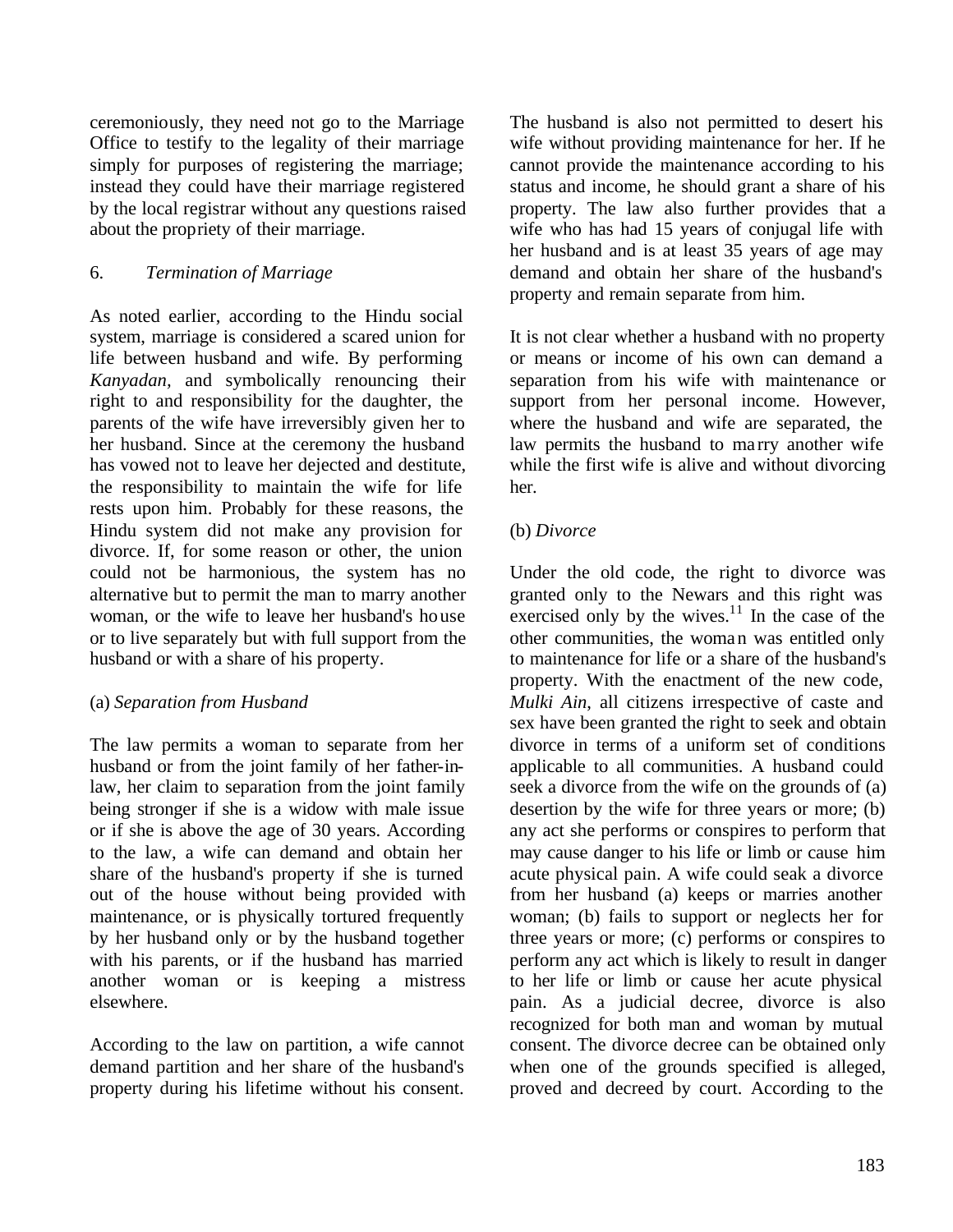ceremoniously, they need not go to the Marriage Office to testify to the legality of their marriage simply for purposes of registering the marriage; instead they could have their marriage registered by the local registrar without any questions raised about the propriety of their marriage.

### 6. *Termination of Marriage*

As noted earlier, according to the Hindu social system, marriage is considered a scared union for life between husband and wife. By performing *Kanyadan*, and symbolically renouncing their right to and responsibility for the daughter, the parents of the wife have irreversibly given her to her husband. Since at the ceremony the husband has vowed not to leave her dejected and destitute, the responsibility to maintain the wife for life rests upon him. Probably for these reasons, the Hindu system did not make any provision for divorce. If, for some reason or other, the union could not be harmonious, the system has no alternative but to permit the man to marry another woman, or the wife to leave her husband's house or to live separately but with full support from the husband or with a share of his property.

#### (a) *Separation from Husband*

The law permits a woman to separate from her husband or from the joint family of her father-in-law, her claim to separation from the joint family being stronger if she is a widow with male issue or if she is above the age of 30 years. According to the law, a wife can demand and obtain her share of the husband's property if she is turned out of the house without being provided with maintenance, or is physically tortured frequently by her husband only or by the husband together with his parents, or if the husband has married another woman or is keeping a mistress elsewhere.

According to the law on partition, a wife cannot demand partition and her share of the husband's property during his lifetime without his consent. The husband is also not permitted to desert his wife without providing maintenance for her. If he cannot provide the maintenance according to his status and income, he should grant a share of his property. The law also further provides that a wife who has had 15 years of conjugal life with her husband and is at least 35 years of age may demand and obtain her share of the husband's property and remain separate from him.

It is not clear whether a husband with no property or means or income of his own can demand a separation from his wife with maintenance or support from her personal income. However, where the husband and wife are separated, the law permits the husband to marry another wife while the first wife is alive and without divorcing her.

#### (b) *Divorce*

Under the old code, the right to divorce was granted only to the Newars and this right was exercised only by the wives.[11] In the case of the other communities, the woman was entitled only to maintenance for life or a share of the husband's property. With the enactment of the new code, *Mulki Ain*, all citizens irrespective of caste and sex have been granted the right to seek and obtain divorce in terms of a uniform set of conditions applicable to all communities. A husband could seek a divorce from the wife on the grounds of (a) desertion by the wife for three years or more; (b) any act she performs or conspires to perform that may cause danger to his life or limb or cause him acute physical pain. A wife could seak a divorce from her husband (a) keeps or marries another woman; (b) fails to support or neglects her for three years or more; (c) performs or conspires to perform any act which is likely to result in danger to her life or limb or cause her acute physical pain. As a judicial decree, divorce is also recognized for both man and woman by mutual consent. The divorce decree can be obtained only when one of the grounds specified is alleged, proved and decreed by court. According to the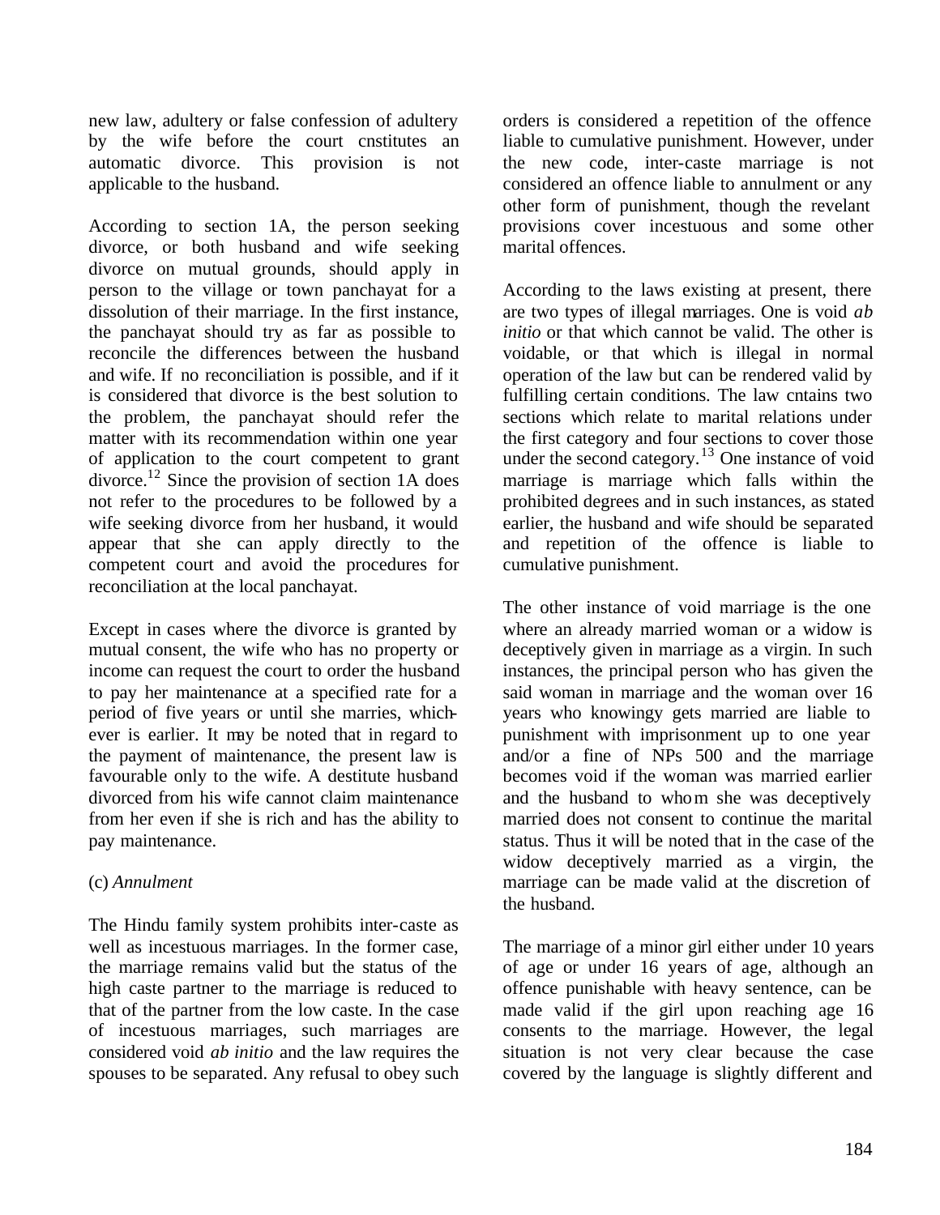new law, adultery or false confession of adultery by the wife before the court cnstitutes an automatic divorce. This provision is not applicable to the husband.

According to section 1A, the person seeking divorce, or both husband and wife seeking divorce on mutual grounds, should apply in person to the village or town panchayat for a dissolution of their marriage. In the first instance, the panchayat should try as far as possible to reconcile the differences between the husband and wife. If no reconciliation is possible, and if it is considered that divorce is the best solution to the problem, the panchayat should refer the matter with its recommendation within one year of application to the court competent to grant divorce.[12] Since the provision of section 1A does not refer to the procedures to be followed by a wife seeking divorce from her husband, it would appear that she can apply directly to the competent court and avoid the procedures for reconciliation at the local panchayat.

Except in cases where the divorce is granted by mutual consent, the wife who has no property or income can request the court to order the husband to pay her maintenance at a specified rate for a period of five years or until she marries, whichever is earlier. It may be noted that in regard to the payment of maintenance, the present law is favourable only to the wife. A destitute husband divorced from his wife cannot claim maintenance from her even if she is rich and has the ability to pay maintenance.

(c) *Annulment*

The Hindu family system prohibits inter-caste as well as incestuous marriages. In the former case, the marriage remains valid but the status of the high caste partner to the marriage is reduced to that of the partner from the low caste. In the case of incestuous marriages, such marriages are considered void *ab initio* and the law requires the spouses to be separated. Any refusal to obey such orders is considered a repetition of the offence liable to cumulative punishment. However, under the new code, inter-caste marriage is not considered an offence liable to annulment or any other form of punishment, though the revelant provisions cover incestuous and some other marital offences.

According to the laws existing at present, there are two types of illegal marriages. One is void *ab initio* or that which cannot be valid. The other is voidable, or that which is illegal in normal operation of the law but can be rendered valid by fulfilling certain conditions. The law cntains two sections which relate to marital relations under the first category and four sections to cover those under the second category.[13] One instance of void marriage is marriage which falls within the prohibited degrees and in such instances, as stated earlier, the husband and wife should be separated and repetition of the offence is liable to cumulative punishment.

The other instance of void marriage is the one where an already married woman or a widow is deceptively given in marriage as a virgin. In such instances, the principal person who has given the said woman in marriage and the woman over 16 years who knowingy gets married are liable to punishment with imprisonment up to one year and/or a fine of NPs 500 and the marriage becomes void if the woman was married earlier and the husband to whom she was deceptively married does not consent to continue the marital status. Thus it will be noted that in the case of the widow deceptively married as a virgin, the marriage can be made valid at the discretion of the husband.

The marriage of a minor girl either under 10 years of age or under 16 years of age, although an offence punishable with heavy sentence, can be made valid if the girl upon reaching age 16 consents to the marriage. However, the legal situation is not very clear because the case covered by the language is slightly different and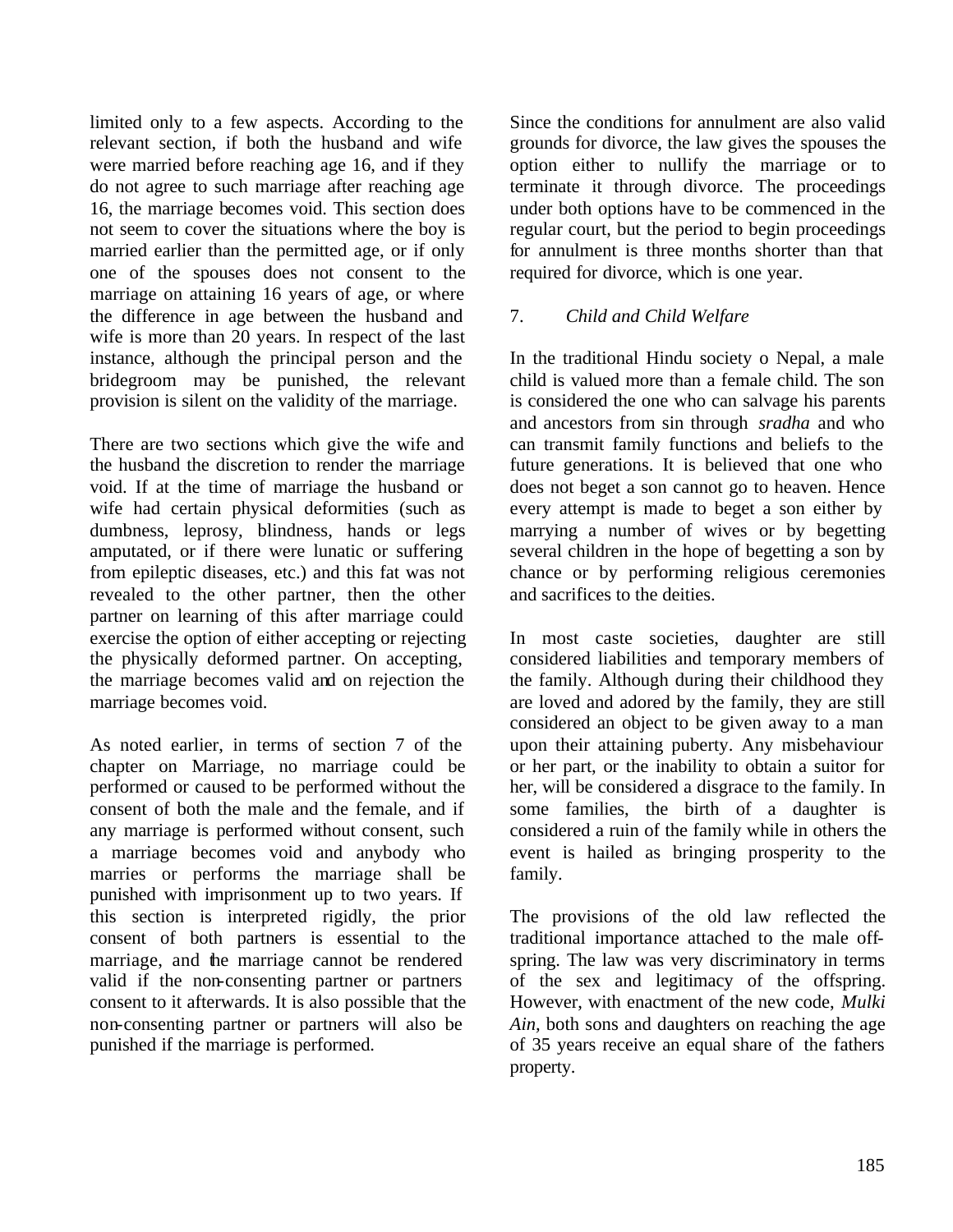limited only to a few aspects. According to the relevant section, if both the husband and wife were married before reaching age 16, and if they do not agree to such marriage after reaching age 16, the marriage becomes void. This section does not seem to cover the situations where the boy is married earlier than the permitted age, or if only one of the spouses does not consent to the marriage on attaining 16 years of age, or where the difference in age between the husband and wife is more than 20 years. In respect of the last instance, although the principal person and the bridegroom may be punished, the relevant provision is silent on the validity of the marriage.

There are two sections which give the wife and the husband the discretion to render the marriage void. If at the time of marriage the husband or wife had certain physical deformities (such as dumbness, leprosy, blindness, hands or legs amputated, or if there were lunatic or suffering from epileptic diseases, etc.) and this fat was not revealed to the other partner, then the other partner on learning of this after marriage could exercise the option of either accepting or rejecting the physically deformed partner. On accepting, the marriage becomes valid and on rejection the marriage becomes void.

As noted earlier, in terms of section 7 of the chapter on Marriage, no marriage could be performed or caused to be performed without the consent of both the male and the female, and if any marriage is performed without consent, such a marriage becomes void and anybody who marries or performs the marriage shall be punished with imprisonment up to two years. If this section is interpreted rigidly, the prior consent of both partners is essential to the marriage, and the marriage cannot be rendered valid if the non-consenting partner or partners consent to it afterwards. It is also possible that the non-consenting partner or partners will also be punished if the marriage is performed.

Since the conditions for annulment are also valid grounds for divorce, the law gives the spouses the option either to nullify the marriage or to terminate it through divorce. The proceedings under both options have to be commenced in the regular court, but the period to begin proceedings for annulment is three months shorter than that required for divorce, which is one year.

## 7. *Child and Child Welfare*

In the traditional Hindu society o Nepal, a male child is valued more than a female child. The son is considered the one who can salvage his parents and ancestors from sin through *sradha* and who can transmit family functions and beliefs to the future generations. It is believed that one who does not beget a son cannot go to heaven. Hence every attempt is made to beget a son either by marrying a number of wives or by begetting several children in the hope of begetting a son by chance or by performing religious ceremonies and sacrifices to the deities.

In most caste societies, daughter are still considered liabilities and temporary members of the family. Although during their childhood they are loved and adored by the family, they are still considered an object to be given away to a man upon their attaining puberty. Any misbehaviour or her part, or the inability to obtain a suitor for her, will be considered a disgrace to the family. In some families, the birth of a daughter is considered a ruin of the family while in others the event is hailed as bringing prosperity to the family.

The provisions of the old law reflected the traditional importance attached to the male off-spring. The law was very discriminatory in terms of the sex and legitimacy of the offspring. However, with enactment of the new code, *Mulki Ain*, both sons and daughters on reaching the age of 35 years receive an equal share of the fathers property.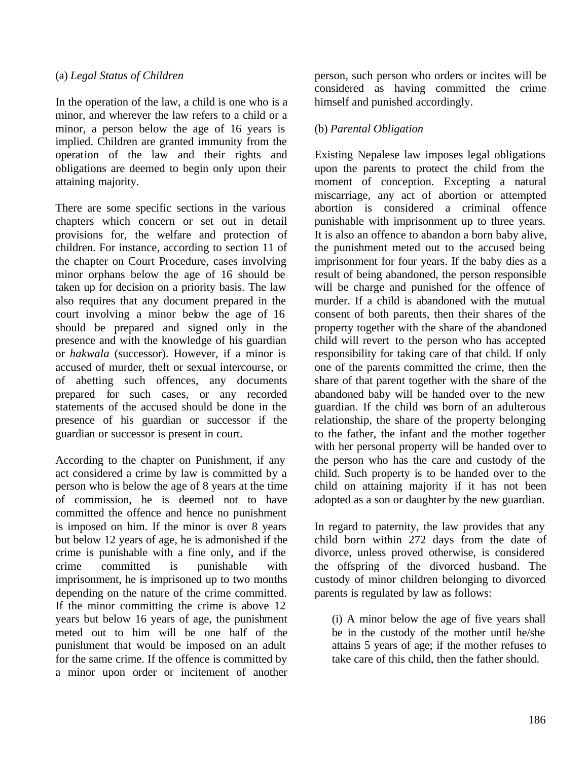(a) *Legal Status of Children*

In the operation of the law, a child is one who is a minor, and wherever the law refers to a child or a minor, a person below the age of 16 years is implied. Children are granted immunity from the operation of the law and their rights and obligations are deemed to begin only upon their attaining majority.

There are some specific sections in the various chapters which concern or set out in detail provisions for, the welfare and protection of children. For instance, according to section 11 of the chapter on Court Procedure, cases involving minor orphans below the age of 16 should be taken up for decision on a priority basis. The law also requires that any document prepared in the court involving a minor below the age of 16 should be prepared and signed only in the presence and with the knowledge of his guardian or *hakwala* (successor). However, if a minor is accused of murder, theft or sexual intercourse, or of abetting such offences, any documents prepared for such cases, or any recorded statements of the accused should be done in the presence of his guardian or successor if the guardian or successor is present in court.

According to the chapter on Punishment, if any act considered a crime by law is committed by a person who is below the age of 8 years at the time of commission, he is deemed not to have committed the offence and hence no punishment is imposed on him. If the minor is over 8 years but below 12 years of age, he is admonished if the crime is punishable with a fine only, and if the crime committed is punishable with imprisonment, he is imprisoned up to two months depending on the nature of the crime committed. If the minor committing the crime is above 12 years but below 16 years of age, the punishment meted out to him will be one half of the punishment that would be imposed on an adult for the same crime. If the offence is committed by a minor upon order or incitement of another person, such person who orders or incites will be considered as having committed the crime himself and punished accordingly.

(b) *Parental Obligation*

Existing Nepalese law imposes legal obligations upon the parents to protect the child from the moment of conception. Excepting a natural miscarriage, any act of abortion or attempted abortion is considered a criminal offence punishable with imprisonment up to three years. It is also an offence to abandon a born baby alive, the punishment meted out to the accused being imprisonment for four years. If the baby dies as a result of being abandoned, the person responsible will be charge and punished for the offence of murder. If a child is abandoned with the mutual consent of both parents, then their shares of the property together with the share of the abandoned child will revert to the person who has accepted responsibility for taking care of that child. If only one of the parents committed the crime, then the share of that parent together with the share of the abandoned baby will be handed over to the new guardian. If the child was born of an adulterous relationship, the share of the property belonging to the father, the infant and the mother together with her personal property will be handed over to the person who has the care and custody of the child. Such property is to be handed over to the child on attaining majority if it has not been adopted as a son or daughter by the new guardian.

In regard to paternity, the law provides that any child born within 272 days from the date of divorce, unless proved otherwise, is considered the offspring of the divorced husband. The custody of minor children belonging to divorced parents is regulated by law as follows:

(i) A minor below the age of five years shall be in the custody of the mother until he/she attains 5 years of age; if the mother refuses to take care of this child, then the father should.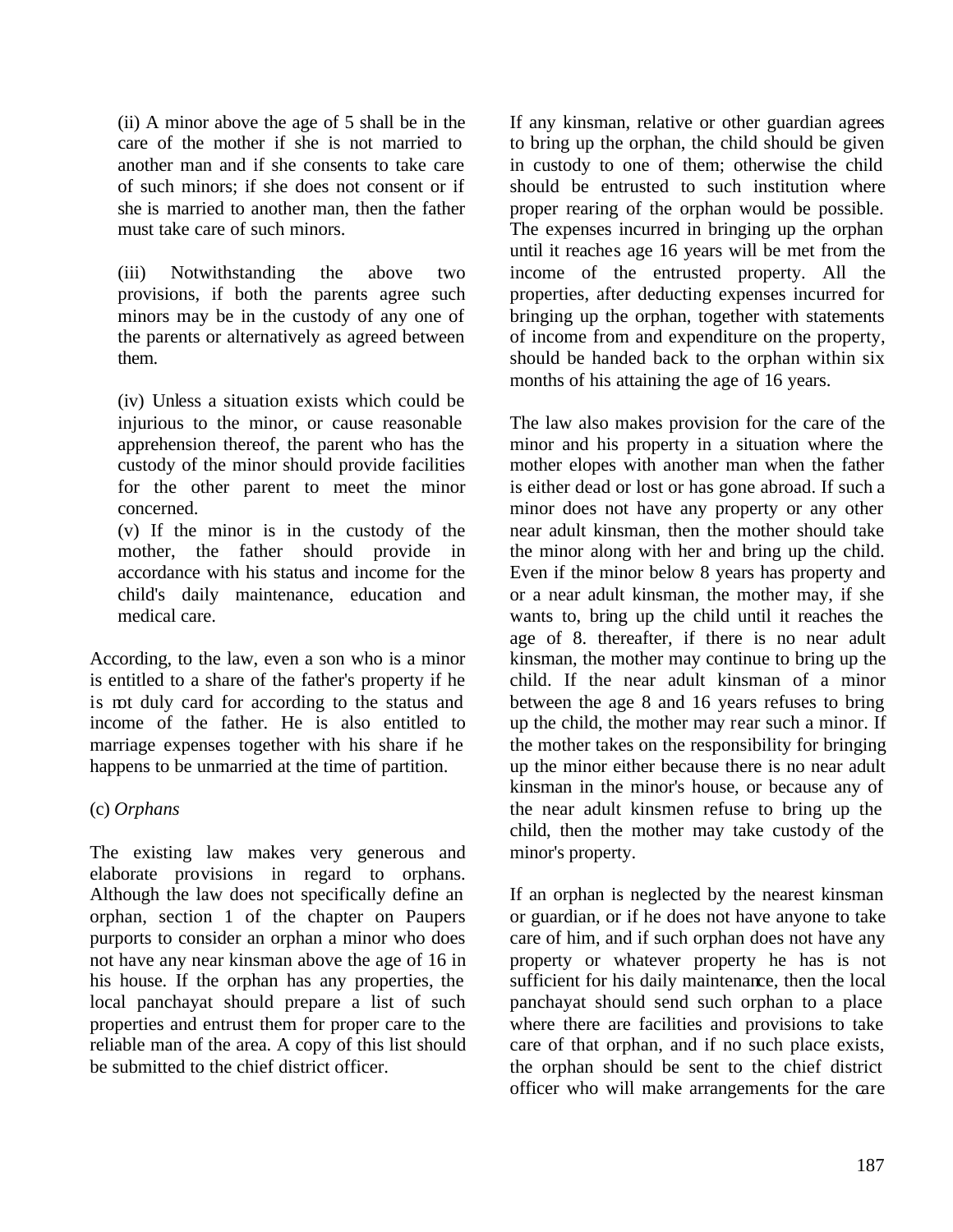(ii) A minor above the age of 5 shall be in the care of the mother if she is not married to another man and if she consents to take care of such minors; if she does not consent or if she is married to another man, then the father must take care of such minors.

(iii) Notwithstanding the above two provisions, if both the parents agree such minors may be in the custody of any one of the parents or alternatively as agreed between them.

(iv) Unless a situation exists which could be injurious to the minor, or cause reasonable apprehension thereof, the parent who has the custody of the minor should provide facilities for the other parent to meet the minor concerned.

(v) If the minor is in the custody of the mother, the father should provide in accordance with his status and income for the child's daily maintenance, education and medical care.

According, to the law, even a son who is a minor is entitled to a share of the father's property if he is not duly card for according to the status and income of the father. He is also entitled to marriage expenses together with his share if he happens to be unmarried at the time of partition.

(c) *Orphans*

The existing law makes very generous and elaborate provisions in regard to orphans. Although the law does not specifically define an orphan, section 1 of the chapter on Paupers purports to consider an orphan a minor who does not have any near kinsman above the age of 16 in his house. If the orphan has any properties, the local panchayat should prepare a list of such properties and entrust them for proper care to the reliable man of the area. A copy of this list should be submitted to the chief district officer.

If any kinsman, relative or other guardian agrees to bring up the orphan, the child should be given in custody to one of them; otherwise the child should be entrusted to such institution where proper rearing of the orphan would be possible. The expenses incurred in bringing up the orphan until it reaches age 16 years will be met from the income of the entrusted property. All the properties, after deducting expenses incurred for bringing up the orphan, together with statements of income from and expenditure on the property, should be handed back to the orphan within six months of his attaining the age of 16 years.

The law also makes provision for the care of the minor and his property in a situation where the mother elopes with another man when the father is either dead or lost or has gone abroad. If such a minor does not have any property or any other near adult kinsman, then the mother should take the minor along with her and bring up the child. Even if the minor below 8 years has property and or a near adult kinsman, the mother may, if she wants to, bring up the child until it reaches the age of 8. thereafter, if there is no near adult kinsman, the mother may continue to bring up the child. If the near adult kinsman of a minor between the age 8 and 16 years refuses to bring up the child, the mother may rear such a minor. If the mother takes on the responsibility for bringing up the minor either because there is no near adult kinsman in the minor's house, or because any of the near adult kinsmen refuse to bring up the child, then the mother may take custody of the minor's property.

If an orphan is neglected by the nearest kinsman or guardian, or if he does not have anyone to take care of him, and if such orphan does not have any property or whatever property he has is not sufficient for his daily maintenance, then the local panchayat should send such orphan to a place where there are facilities and provisions to take care of that orphan, and if no such place exists, the orphan should be sent to the chief district officer who will make arrangements for the care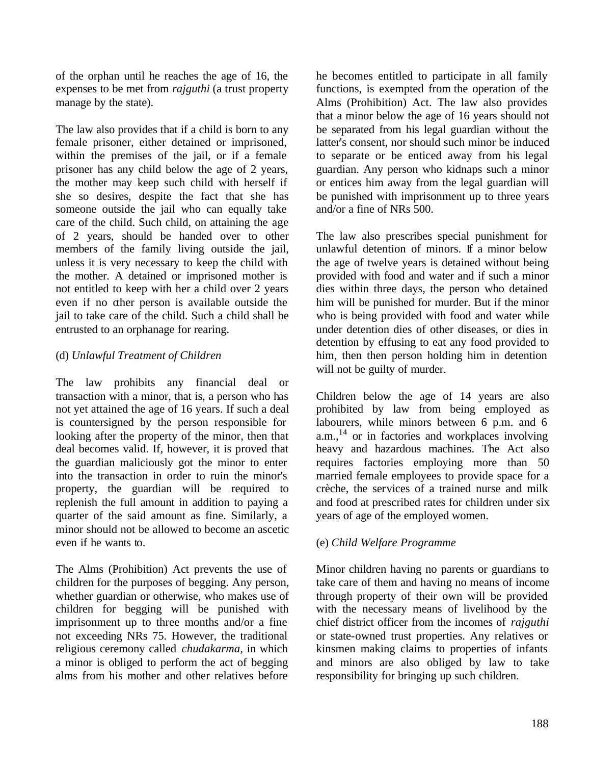of the orphan until he reaches the age of 16, the expenses to be met from *rajguthi* (a trust property manage by the state).

The law also provides that if a child is born to any female prisoner, either detained or imprisoned, within the premises of the jail, or if a female prisoner has any child below the age of 2 years, the mother may keep such child with herself if she so desires, despite the fact that she has someone outside the jail who can equally take care of the child. Such child, on attaining the age of 2 years, should be handed over to other members of the family living outside the jail, unless it is very necessary to keep the child with the mother. A detained or imprisoned mother is not entitled to keep with her a child over 2 years even if no other person is available outside the jail to take care of the child. Such a child shall be entrusted to an orphanage for rearing.

(d) *Unlawful Treatment of Children*

The law prohibits any financial deal or transaction with a minor, that is, a person who has not yet attained the age of 16 years. If such a deal is countersigned by the person responsible for looking after the property of the minor, then that deal becomes valid. If, however, it is proved that the guardian maliciously got the minor to enter into the transaction in order to ruin the minor's property, the guardian will be required to replenish the full amount in addition to paying a quarter of the said amount as fine. Similarly, a minor should not be allowed to become an ascetic even if he wants to.

The Alms (Prohibition) Act prevents the use of children for the purposes of begging. Any person, whether guardian or otherwise, who makes use of children for begging will be punished with imprisonment up to three months and/or a fine not exceeding NRs 75. However, the traditional religious ceremony called *chudakarma*, in which a minor is obliged to perform the act of begging alms from his mother and other relatives before he becomes entitled to participate in all family functions, is exempted from the operation of the Alms (Prohibition) Act. The law also provides that a minor below the age of 16 years should not be separated from his legal guardian without the latter's consent, nor should such minor be induced to separate or be enticed away from his legal guardian. Any person who kidnaps such a minor or entices him away from the legal guardian will be punished with imprisonment up to three years and/or a fine of NRs 500.

The law also prescribes special punishment for unlawful detention of minors. If a minor below the age of twelve years is detained without being provided with food and water and if such a minor dies within three days, the person who detained him will be punished for murder. But if the minor who is being provided with food and water while under detention dies of other diseases, or dies in detention by effusing to eat any food provided to him, then then person holding him in detention will not be guilty of murder.

Children below the age of 14 years are also prohibited by law from being employed as labourers, while minors between 6 p.m. and 6 a.m.,[14] or in factories and workplaces involving heavy and hazardous machines. The Act also requires factories employing more than 50 married female employees to provide space for a crèche, the services of a trained nurse and milk and food at prescribed rates for children under six years of age of the employed women.

(e) *Child Welfare Programme*

Minor children having no parents or guardians to take care of them and having no means of income through property of their own will be provided with the necessary means of livelihood by the chief district officer from the incomes of *rajguthi* or state-owned trust properties. Any relatives or kinsmen making claims to properties of infants and minors are also obliged by law to take responsibility for bringing up such children.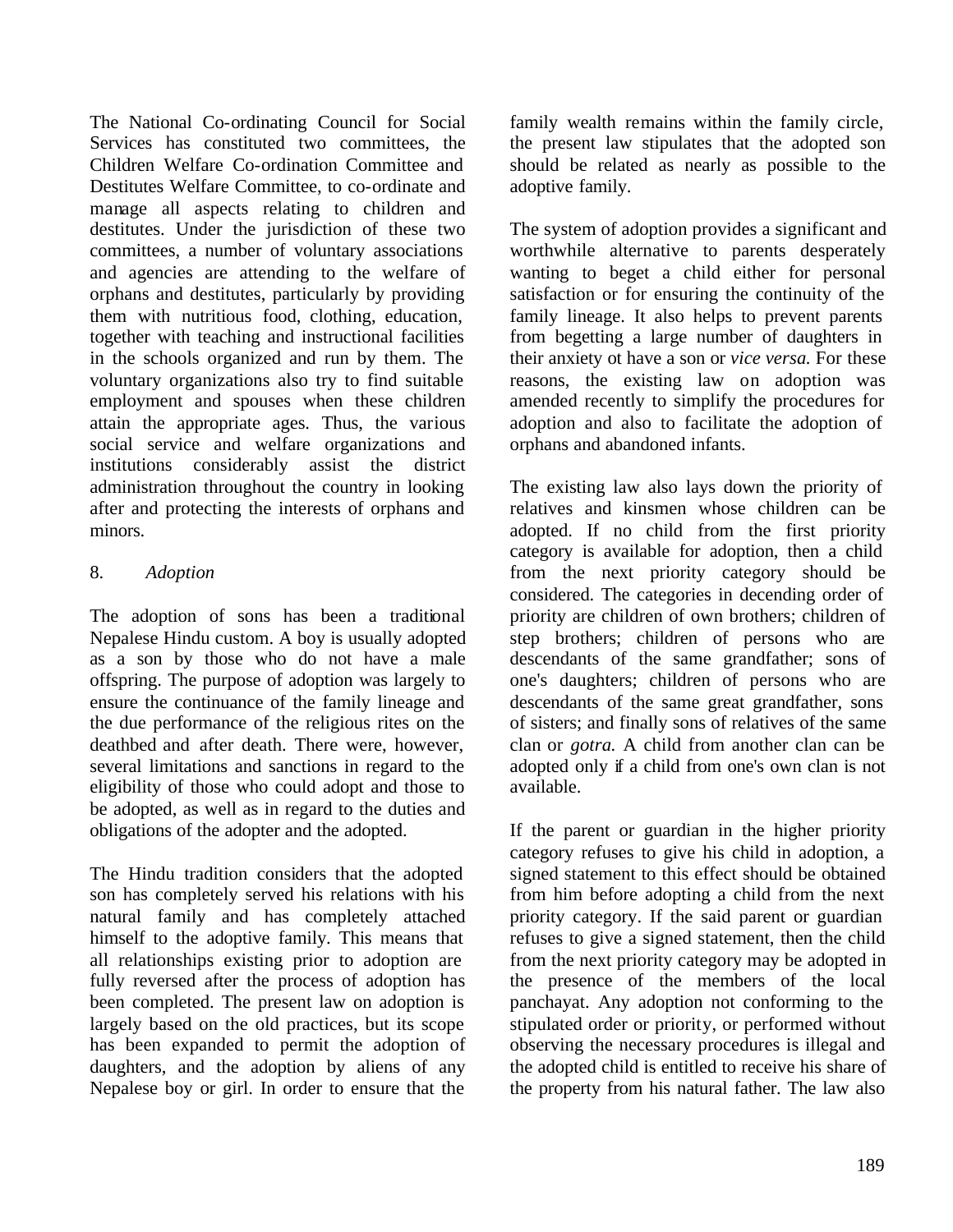The National Co-ordinating Council for Social Services has constituted two committees, the Children Welfare Co-ordination Committee and Destitutes Welfare Committee, to co-ordinate and manage all aspects relating to children and destitutes. Under the jurisdiction of these two committees, a number of voluntary associations and agencies are attending to the welfare of orphans and destitutes, particularly by providing them with nutritious food, clothing, education, together with teaching and instructional facilities in the schools organized and run by them. The voluntary organizations also try to find suitable employment and spouses when these children attain the appropriate ages. Thus, the various social service and welfare organizations and institutions considerably assist the district administration throughout the country in looking after and protecting the interests of orphans and minors.

## 8. *Adoption*

The adoption of sons has been a traditional Nepalese Hindu custom. A boy is usually adopted as a son by those who do not have a male offspring. The purpose of adoption was largely to ensure the continuance of the family lineage and the due performance of the religious rites on the deathbed and after death. There were, however, several limitations and sanctions in regard to the eligibility of those who could adopt and those to be adopted, as well as in regard to the duties and obligations of the adopter and the adopted.

The Hindu tradition considers that the adopted son has completely served his relations with his natural family and has completely attached himself to the adoptive family. This means that all relationships existing prior to adoption are fully reversed after the process of adoption has been completed. The present law on adoption is largely based on the old practices, but its scope has been expanded to permit the adoption of daughters, and the adoption by aliens of any Nepalese boy or girl. In order to ensure that the family wealth remains within the family circle, the present law stipulates that the adopted son should be related as nearly as possible to the adoptive family.

The system of adoption provides a significant and worthwhile alternative to parents desperately wanting to beget a child either for personal satisfaction or for ensuring the continuity of the family lineage. It also helps to prevent parents from begetting a large number of daughters in their anxiety ot have a son or *vice versa.* For these reasons, the existing law on adoption was amended recently to simplify the procedures for adoption and also to facilitate the adoption of orphans and abandoned infants.

The existing law also lays down the priority of relatives and kinsmen whose children can be adopted. If no child from the first priority category is available for adoption, then a child from the next priority category should be considered. The categories in decending order of priority are children of own brothers; children of step brothers; children of persons who are descendants of the same grandfather; sons of one's daughters; children of persons who are descendants of the same great grandfather, sons of sisters; and finally sons of relatives of the same clan or *gotra.* A child from another clan can be adopted only if a child from one's own clan is not available.

If the parent or guardian in the higher priority category refuses to give his child in adoption, a signed statement to this effect should be obtained from him before adopting a child from the next priority category. If the said parent or guardian refuses to give a signed statement, then the child from the next priority category may be adopted in the presence of the members of the local panchayat. Any adoption not conforming to the stipulated order or priority, or performed without observing the necessary procedures is illegal and the adopted child is entitled to receive his share of the property from his natural father. The law also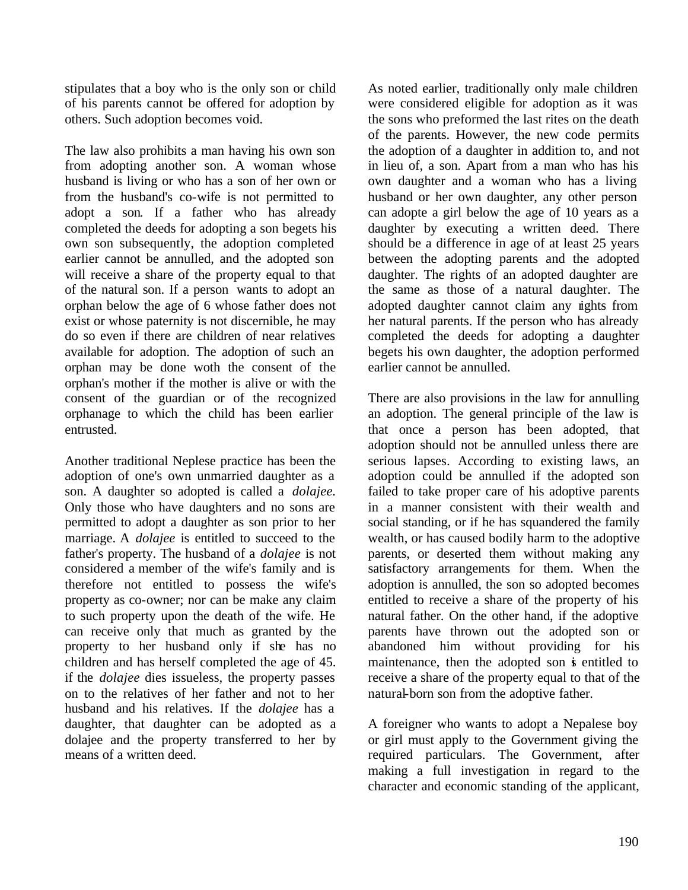stipulates that a boy who is the only son or child of his parents cannot be offered for adoption by others. Such adoption becomes void.

The law also prohibits a man having his own son from adopting another son. A woman whose husband is living or who has a son of her own or from the husband's co-wife is not permitted to adopt a son. If a father who has already completed the deeds for adopting a son begets his own son subsequently, the adoption completed earlier cannot be annulled, and the adopted son will receive a share of the property equal to that of the natural son. If a person wants to adopt an orphan below the age of 6 whose father does not exist or whose paternity is not discernible, he may do so even if there are children of near relatives available for adoption. The adoption of such an orphan may be done woth the consent of the orphan's mother if the mother is alive or with the consent of the guardian or of the recognized orphanage to which the child has been earlier entrusted.

Another traditional Neplese practice has been the adoption of one's own unmarried daughter as a son. A daughter so adopted is called a *dolajee*. Only those who have daughters and no sons are permitted to adopt a daughter as son prior to her marriage. A *dolajee* is entitled to succeed to the father's property. The husband of a *dolajee* is not considered a member of the wife's family and is therefore not entitled to possess the wife's property as co-owner; nor can be make any claim to such property upon the death of the wife. He can receive only that much as granted by the property to her husband only if she has no children and has herself completed the age of 45. if the *dolajee* dies issueless, the property passes on to the relatives of her father and not to her husband and his relatives. If the *dolajee* has a daughter, that daughter can be adopted as a dolajee and the property transferred to her by means of a written deed.

As noted earlier, traditionally only male children were considered eligible for adoption as it was the sons who preformed the last rites on the death of the parents. However, the new code permits the adoption of a daughter in addition to, and not in lieu of, a son. Apart from a man who has his own daughter and a woman who has a living husband or her own daughter, any other person can adopte a girl below the age of 10 years as a daughter by executing a written deed. There should be a difference in age of at least 25 years between the adopting parents and the adopted daughter. The rights of an adopted daughter are the same as those of a natural daughter. The adopted daughter cannot claim any rights from her natural parents. If the person who has already completed the deeds for adopting a daughter begets his own daughter, the adoption performed earlier cannot be annulled.

There are also provisions in the law for annulling an adoption. The general principle of the law is that once a person has been adopted, that adoption should not be annulled unless there are serious lapses. According to existing laws, an adoption could be annulled if the adopted son failed to take proper care of his adoptive parents in a manner consistent with their wealth and social standing, or if he has squandered the family wealth, or has caused bodily harm to the adoptive parents, or deserted them without making any satisfactory arrangements for them. When the adoption is annulled, the son so adopted becomes entitled to receive a share of the property of his natural father. On the other hand, if the adoptive parents have thrown out the adopted son or abandoned him without providing for his maintenance, then the adopted son is entitled to receive a share of the property equal to that of the natural-born son from the adoptive father.

A foreigner who wants to adopt a Nepalese boy or girl must apply to the Government giving the required particulars. The Government, after making a full investigation in regard to the character and economic standing of the applicant,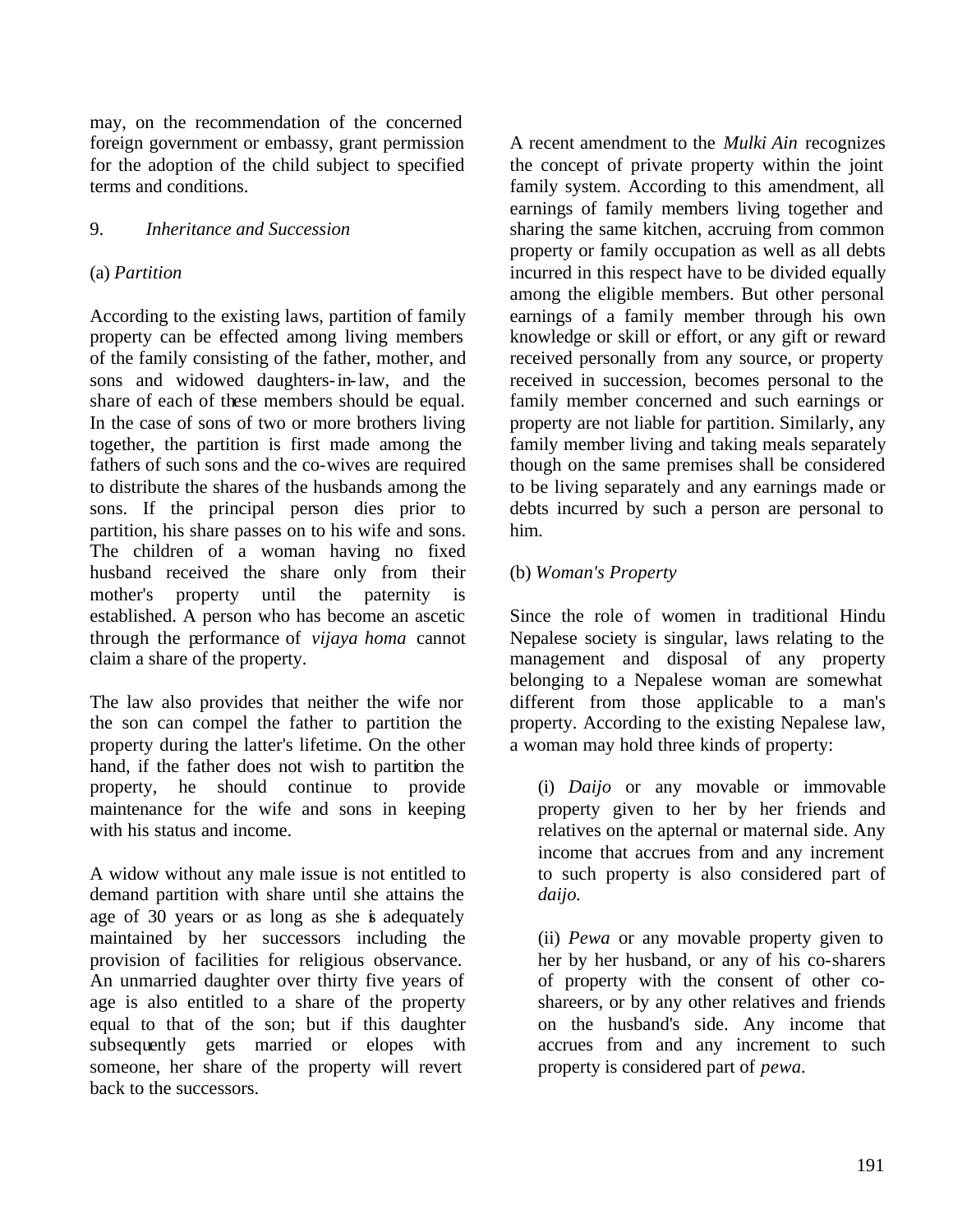may, on the recommendation of the concerned foreign government or embassy, grant permission for the adoption of the child subject to specified terms and conditions.

9. *Inheritance and Succession*

(a) *Partition*

According to the existing laws, partition of family property can be effected among living members of the family consisting of the father, mother, and sons and widowed daughters-in-law, and the share of each of these members should be equal. In the case of sons of two or more brothers living together, the partition is first made among the fathers of such sons and the co-wives are required to distribute the shares of the husbands among the sons. If the principal person dies prior to partition, his share passes on to his wife and sons. The children of a woman having no fixed husband received the share only from their mother's property until the paternity is established. A person who has become an ascetic through the performance of *vijaya homa* cannot claim a share of the property.

The law also provides that neither the wife nor the son can compel the father to partition the property during the latter's lifetime. On the other hand, if the father does not wish to partition the property, he should continue to provide maintenance for the wife and sons in keeping with his status and income.

A widow without any male issue is not entitled to demand partition with share until she attains the age of 30 years or as long as she is adequately maintained by her successors including the provision of facilities for religious observance. An unmarried daughter over thirty five years of age is also entitled to a share of the property equal to that of the son; but if this daughter subsequently gets married or elopes with someone, her share of the property will revert back to the successors.

A recent amendment to the *Mulki Ain* recognizes the concept of private property within the joint family system. According to this amendment, all earnings of family members living together and sharing the same kitchen, accruing from common property or family occupation as well as all debts incurred in this respect have to be divided equally among the eligible members. But other personal earnings of a family member through his own knowledge or skill or effort, or any gift or reward received personally from any source, or property received in succession, becomes personal to the family member concerned and such earnings or property are not liable for partition. Similarly, any family member living and taking meals separately though on the same premises shall be considered to be living separately and any earnings made or debts incurred by such a person are personal to him.

(b) *Woman's Property*

Since the role of women in traditional Hindu Nepalese society is singular, laws relating to the management and disposal of any property belonging to a Nepalese woman are somewhat different from those applicable to a man's property. According to the existing Nepalese law, a woman may hold three kinds of property:

(i) *Daijo* or any movable or immovable property given to her by her friends and relatives on the apternal or maternal side. Any income that accrues from and any increment to such property is also considered part of *daijo.*

(ii) *Pewa* or any movable property given to her by her husband, or any of his co-sharers of property with the consent of other co-shareers, or by any other relatives and friends on the husband's side. Any income that accrues from and any increment to such property is considered part of *pewa*.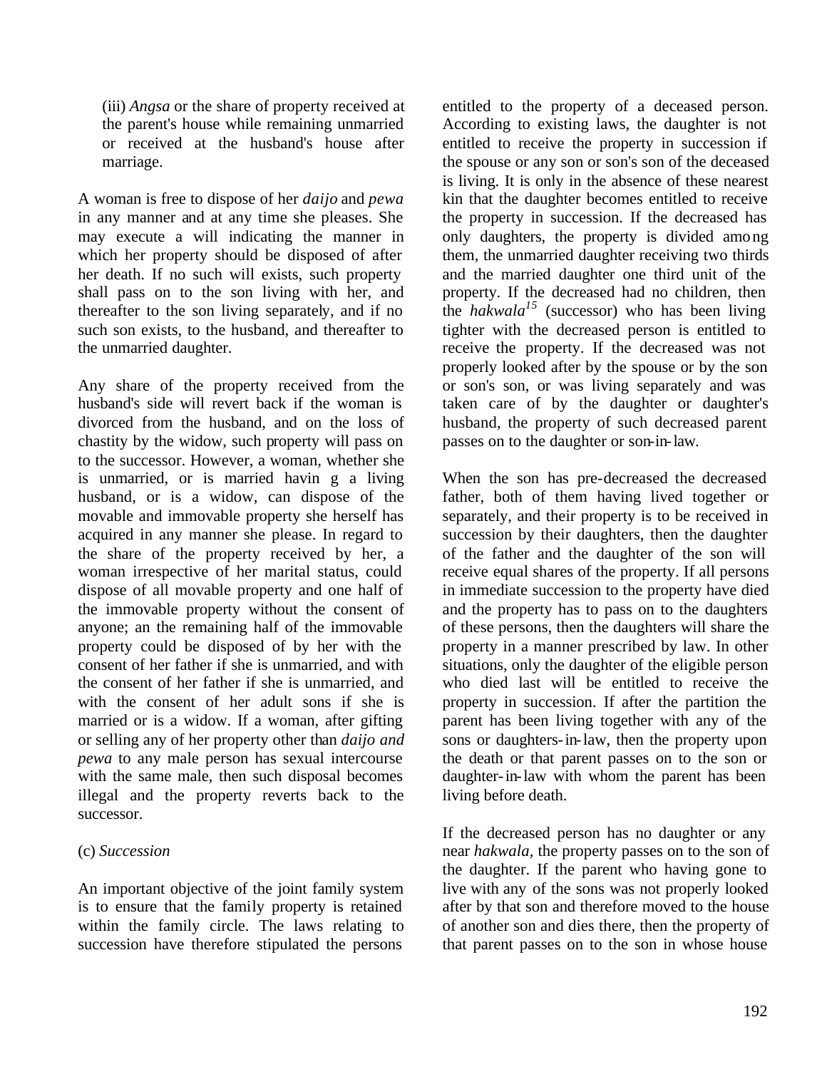(iii) *Angsa* or the share of property received at the parent's house while remaining unmarried or received at the husband's house after marriage.

A woman is free to dispose of her *daijo* and *pewa* in any manner and at any time she pleases. She may execute a will indicating the manner in which her property should be disposed of after her death. If no such will exists, such property shall pass on to the son living with her, and thereafter to the son living separately, and if no such son exists, to the husband, and thereafter to the unmarried daughter.

Any share of the property received from the husband's side will revert back if the woman is divorced from the husband, and on the loss of chastity by the widow, such property will pass on to the successor. However, a woman, whether she is unmarried, or is married havin g a living husband, or is a widow, can dispose of the movable and immovable property she herself has acquired in any manner she please. In regard to the share of the property received by her, a woman irrespective of her marital status, could dispose of all movable property and one half of the immovable property without the consent of anyone; an the remaining half of the immovable property could be disposed of by her with the consent of her father if she is unmarried, and with the consent of her father if she is unmarried, and with the consent of her adult sons if she is married or is a widow. If a woman, after gifting or selling any of her property other than *daijo and pewa* to any male person has sexual intercourse with the same male, then such disposal becomes illegal and the property reverts back to the successor.

(c) *Succession*

An important objective of the joint family system is to ensure that the family property is retained within the family circle. The laws relating to succession have therefore stipulated the persons entitled to the property of a deceased person. According to existing laws, the daughter is not entitled to receive the property in succession if the spouse or any son or son's son of the deceased is living. It is only in the absence of these nearest kin that the daughter becomes entitled to receive the property in succession. If the decreased has only daughters, the property is divided among them, the unmarried daughter receiving two thirds and the married daughter one third unit of the property. If the decreased had no children, then the *hakwala*[15] (successor) who has been living tighter with the decreased person is entitled to receive the property. If the decreased was not properly looked after by the spouse or by the son or son's son, or was living separately and was taken care of by the daughter or daughter's husband, the property of such decreased parent passes on to the daughter or son-in-law.

When the son has pre-decreased the decreased father, both of them having lived together or separately, and their property is to be received in succession by their daughters, then the daughter of the father and the daughter of the son will receive equal shares of the property. If all persons in immediate succession to the property have died and the property has to pass on to the daughters of these persons, then the daughters will share the property in a manner prescribed by law. In other situations, only the daughter of the eligible person who died last will be entitled to receive the property in succession. If after the partition the parent has been living together with any of the sons or daughters-in-law, then the property upon the death or that parent passes on to the son or daughter-in-law with whom the parent has been living before death.

If the decreased person has no daughter or any near *hakwala*, the property passes on to the son of the daughter. If the parent who having gone to live with any of the sons was not properly looked after by that son and therefore moved to the house of another son and dies there, then the property of that parent passes on to the son in whose house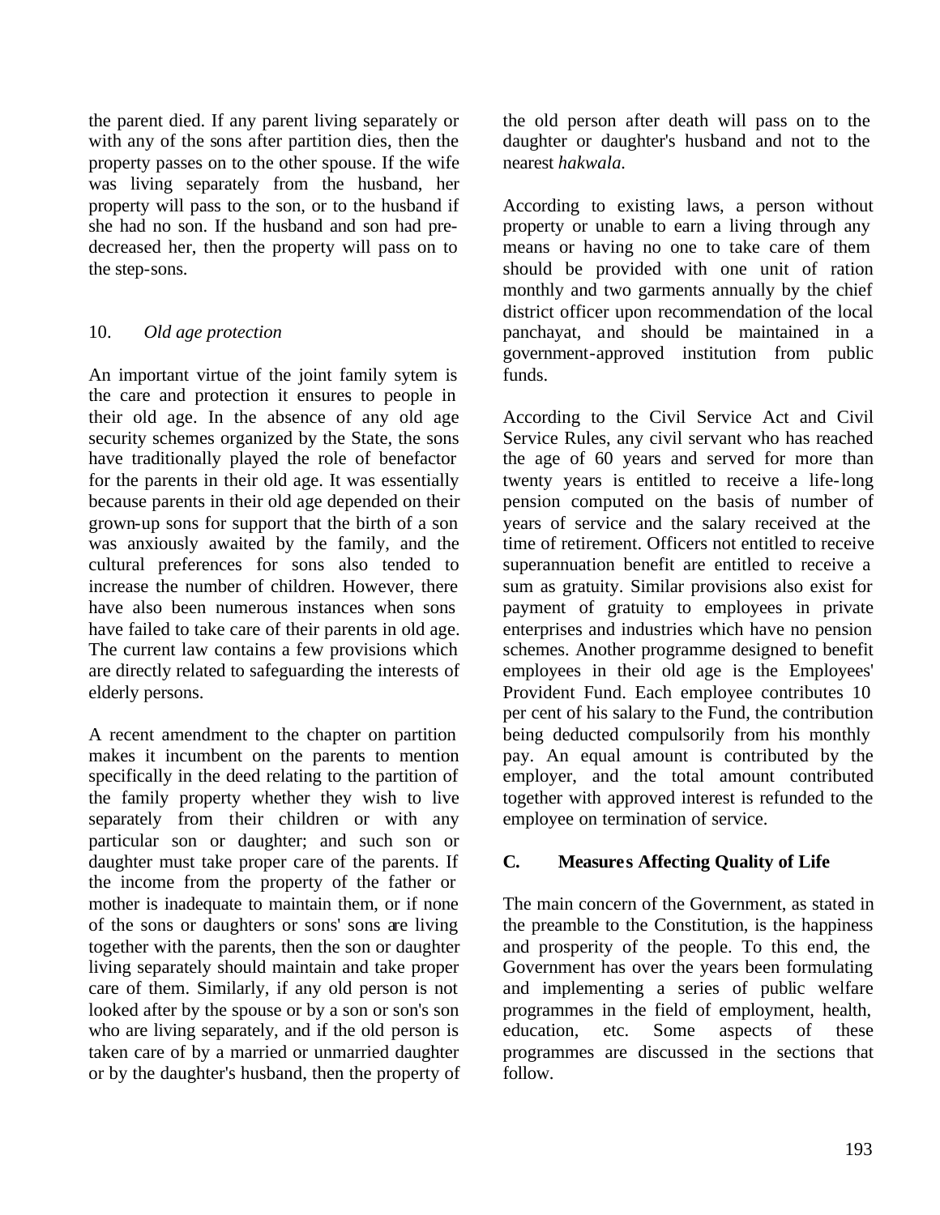the parent died. If any parent living separately or with any of the sons after partition dies, then the property passes on to the other spouse. If the wife was living separately from the husband, her property will pass to the son, or to the husband if she had no son. If the husband and son had predecreased her, then the property will pass on to the step-sons.

### 10. *Old age protection*

An important virtue of the joint family sytem is the care and protection it ensures to people in their old age. In the absence of any old age security schemes organized by the State, the sons have traditionally played the role of benefactor for the parents in their old age. It was essentially because parents in their old age depended on their grown-up sons for support that the birth of a son was anxiously awaited by the family, and the cultural preferences for sons also tended to increase the number of children. However, there have also been numerous instances when sons have failed to take care of their parents in old age. The current law contains a few provisions which are directly related to safeguarding the interests of elderly persons.

A recent amendment to the chapter on partition makes it incumbent on the parents to mention specifically in the deed relating to the partition of the family property whether they wish to live separately from their children or with any particular son or daughter; and such son or daughter must take proper care of the parents. If the income from the property of the father or mother is inadequate to maintain them, or if none of the sons or daughters or sons' sons are living together with the parents, then the son or daughter living separately should maintain and take proper care of them. Similarly, if any old person is not looked after by the spouse or by a son or son's son who are living separately, and if the old person is taken care of by a married or unmarried daughter or by the daughter's husband, then the property of the old person after death will pass on to the daughter or daughter's husband and not to the nearest *hakwala*.

According to existing laws, a person without property or unable to earn a living through any means or having no one to take care of them should be provided with one unit of ration monthly and two garments annually by the chief district officer upon recommendation of the local panchayat, and should be maintained in a government-approved institution from public funds.

According to the Civil Service Act and Civil Service Rules, any civil servant who has reached the age of 60 years and served for more than twenty years is entitled to receive a life-long pension computed on the basis of number of years of service and the salary received at the time of retirement. Officers not entitled to receive superannuation benefit are entitled to receive a sum as gratuity. Similar provisions also exist for payment of gratuity to employees in private enterprises and industries which have no pension schemes. Another programme designed to benefit employees in their old age is the Employees' Provident Fund. Each employee contributes 10 per cent of his salary to the Fund, the contribution being deducted compulsorily from his monthly pay. An equal amount is contributed by the employer, and the total amount contributed together with approved interest is refunded to the employee on termination of service.

## C. Measures Affecting Quality of Life

The main concern of the Government, as stated in the preamble to the Constitution, is the happiness and prosperity of the people. To this end, the Government has over the years been formulating and implementing a series of public welfare programmes in the field of employment, health, education, etc. Some aspects of these programmes are discussed in the sections that follow.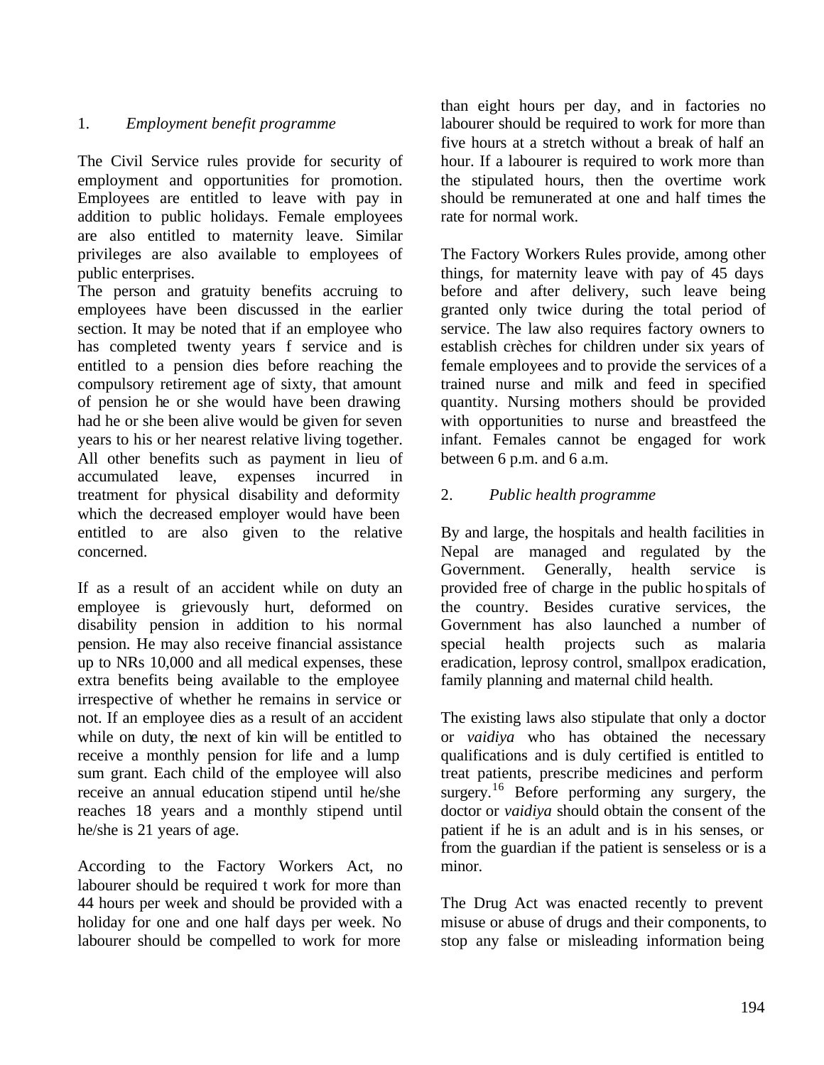1. *Employment benefit programme*

The Civil Service rules provide for security of employment and opportunities for promotion. Employees are entitled to leave with pay in addition to public holidays. Female employees are also entitled to maternity leave. Similar privileges are also available to employees of public enterprises.

The person and gratuity benefits accruing to employees have been discussed in the earlier section. It may be noted that if an employee who has completed twenty years f service and is entitled to a pension dies before reaching the compulsory retirement age of sixty, that amount of pension he or she would have been drawing had he or she been alive would be given for seven years to his or her nearest relative living together. All other benefits such as payment in lieu of accumulated leave, expenses incurred in treatment for physical disability and deformity which the decreased employer would have been entitled to are also given to the relative concerned.

If as a result of an accident while on duty an employee is grievously hurt, deformed on disability pension in addition to his normal pension. He may also receive financial assistance up to NRs 10,000 and all medical expenses, these extra benefits being available to the employee irrespective of whether he remains in service or not. If an employee dies as a result of an accident while on duty, the next of kin will be entitled to receive a monthly pension for life and a lump sum grant. Each child of the employee will also receive an annual education stipend until he/she reaches 18 years and a monthly stipend until he/she is 21 years of age.

According to the Factory Workers Act, no labourer should be required t work for more than 44 hours per week and should be provided with a holiday for one and one half days per week. No labourer should be compelled to work for more than eight hours per day, and in factories no labourer should be required to work for more than five hours at a stretch without a break of half an hour. If a labourer is required to work more than the stipulated hours, then the overtime work should be remunerated at one and half times the rate for normal work.

The Factory Workers Rules provide, among other things, for maternity leave with pay of 45 days before and after delivery, such leave being granted only twice during the total period of service. The law also requires factory owners to establish crèches for children under six years of female employees and to provide the services of a trained nurse and milk and feed in specified quantity. Nursing mothers should be provided with opportunities to nurse and breastfeed the infant. Females cannot be engaged for work between 6 p.m. and 6 a.m.

2. *Public health programme*

By and large, the hospitals and health facilities in Nepal are managed and regulated by the Government. Generally, health service is provided free of charge in the public hospitals of the country. Besides curative services, the Government has also launched a number of special health projects such as malaria eradication, leprosy control, smallpox eradication, family planning and maternal child health.

The existing laws also stipulate that only a doctor or *vaidiya* who has obtained the necessary qualifications and is duly certified is entitled to treat patients, prescribe medicines and perform surgery.[16] Before performing any surgery, the doctor or *vaidiya* should obtain the consent of the patient if he is an adult and is in his senses, or from the guardian if the patient is senseless or is a minor.

The Drug Act was enacted recently to prevent misuse or abuse of drugs and their components, to stop any false or misleading information being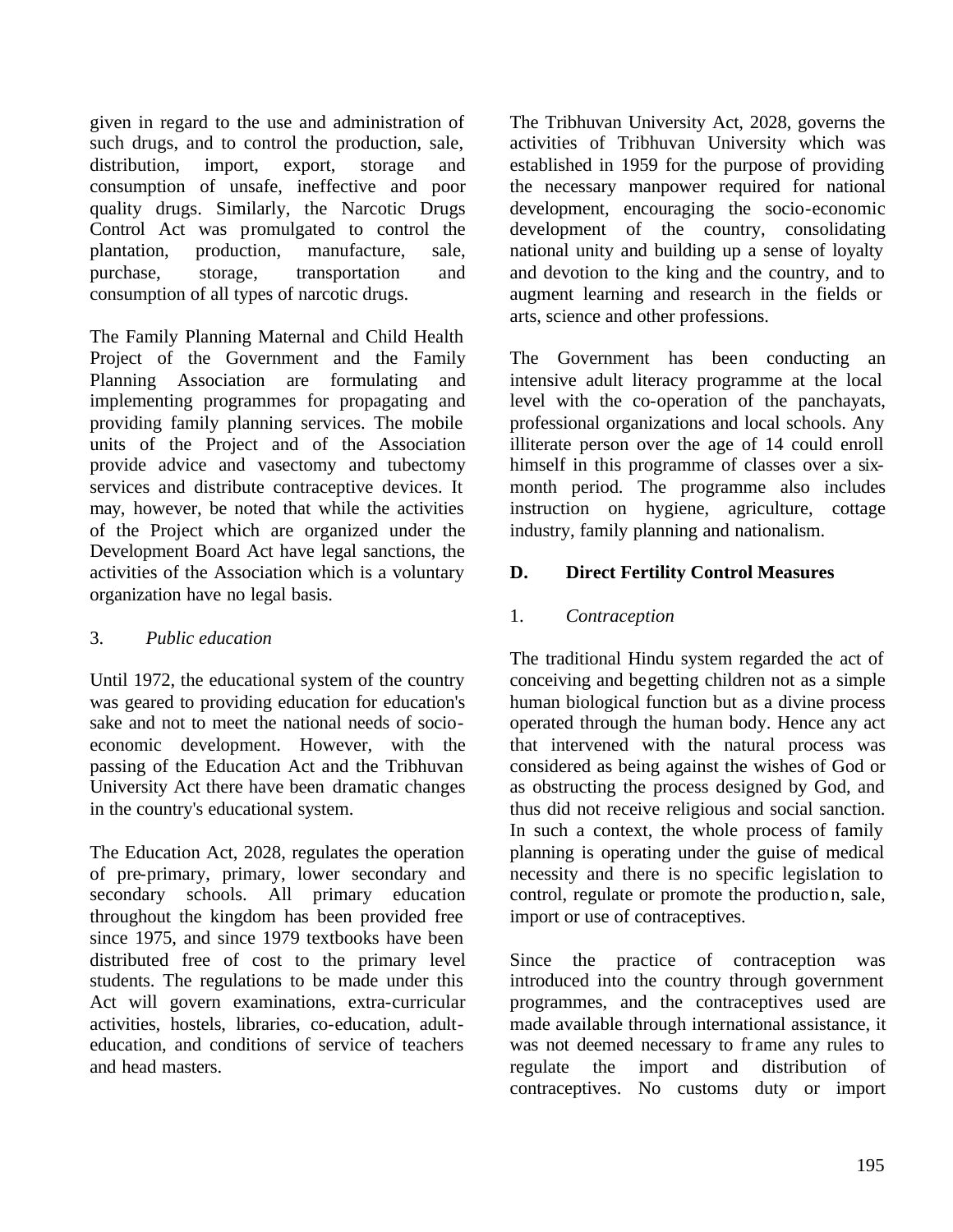given in regard to the use and administration of such drugs, and to control the production, sale, distribution, import, export, storage and consumption of unsafe, ineffective and poor quality drugs. Similarly, the Narcotic Drugs Control Act was promulgated to control the plantation, production, manufacture, sale, purchase, storage, transportation and consumption of all types of narcotic drugs.

The Family Planning Maternal and Child Health Project of the Government and the Family Planning Association are formulating and implementing programmes for propagating and providing family planning services. The mobile units of the Project and of the Association provide advice and vasectomy and tubectomy services and distribute contraceptive devices. It may, however, be noted that while the activities of the Project which are organized under the Development Board Act have legal sanctions, the activities of the Association which is a voluntary organization have no legal basis.

### 3. *Public education*

Until 1972, the educational system of the country was geared to providing education for education's sake and not to meet the national needs of socio-economic development. However, with the passing of the Education Act and the Tribhuvan University Act there have been dramatic changes in the country's educational system.

The Education Act, 2028, regulates the operation of pre-primary, primary, lower secondary and secondary schools. All primary education throughout the kingdom has been provided free since 1975, and since 1979 textbooks have been distributed free of cost to the primary level students. The regulations to be made under this Act will govern examinations, extra-curricular activities, hostels, libraries, co-education, adult-education, and conditions of service of teachers and head masters.

The Tribhuvan University Act, 2028, governs the activities of Tribhuvan University which was established in 1959 for the purpose of providing the necessary manpower required for national development, encouraging the socio-economic development of the country, consolidating national unity and building up a sense of loyalty and devotion to the king and the country, and to augment learning and research in the fields or arts, science and other professions.

The Government has been conducting an intensive adult literacy programme at the local level with the co-operation of the panchayats, professional organizations and local schools. Any illiterate person over the age of 14 could enroll himself in this programme of classes over a six-month period. The programme also includes instruction on hygiene, agriculture, cottage industry, family planning and nationalism.

## D. Direct Fertility Control Measures

### 1. *Contraception*

The traditional Hindu system regarded the act of conceiving and begetting children not as a simple human biological function but as a divine process operated through the human body. Hence any act that intervened with the natural process was considered as being against the wishes of God or as obstructing the process designed by God, and thus did not receive religious and social sanction. In such a context, the whole process of family planning is operating under the guise of medical necessity and there is no specific legislation to control, regulate or promote the production, sale, import or use of contraceptives.

Since the practice of contraception was introduced into the country through government programmes, and the contraceptives used are made available through international assistance, it was not deemed necessary to frame any rules to regulate the import and distribution of contraceptives. No customs duty or import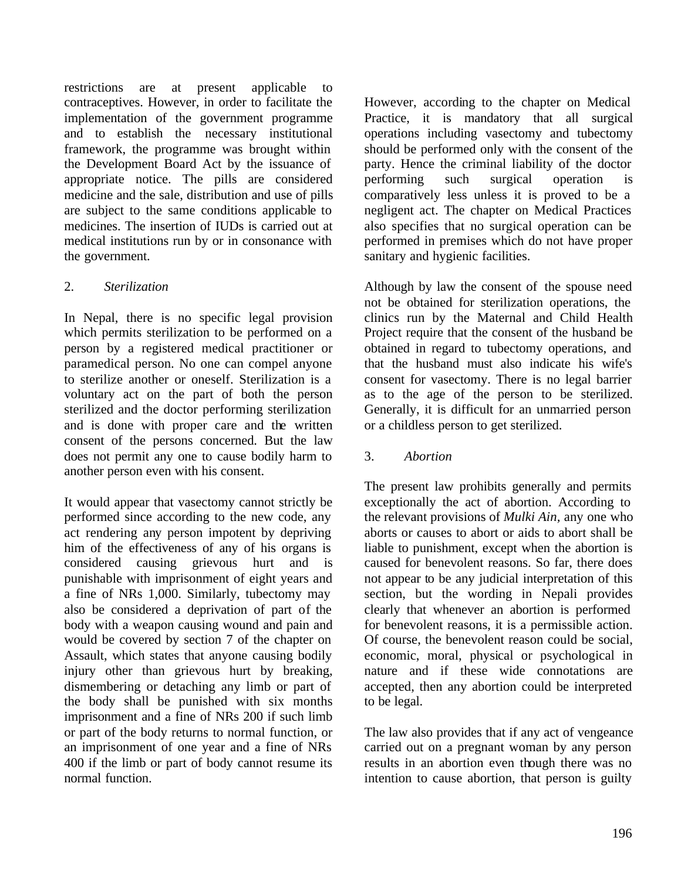restrictions are at present applicable to contraceptives. However, in order to facilitate the implementation of the government programme and to establish the necessary institutional framework, the programme was brought within the Development Board Act by the issuance of appropriate notice. The pills are considered medicine and the sale, distribution and use of pills are subject to the same conditions applicable to medicines. The insertion of IUDs is carried out at medical institutions run by or in consonance with the government.

2. *Sterilization*

In Nepal, there is no specific legal provision which permits sterilization to be performed on a person by a registered medical practitioner or paramedical person. No one can compel anyone to sterilize another or oneself. Sterilization is a voluntary act on the part of both the person sterilized and the doctor performing sterilization and is done with proper care and the written consent of the persons concerned. But the law does not permit any one to cause bodily harm to another person even with his consent.

It would appear that vasectomy cannot strictly be performed since according to the new code, any act rendering any person impotent by depriving him of the effectiveness of any of his organs is considered causing grievous hurt and is punishable with imprisonment of eight years and a fine of NRs 1,000. Similarly, tubectomy may also be considered a deprivation of part of the body with a weapon causing wound and pain and would be covered by section 7 of the chapter on Assault, which states that anyone causing bodily injury other than grievous hurt by breaking, dismembering or detaching any limb or part of the body shall be punished with six months imprisonment and a fine of NRs 200 if such limb or part of the body returns to normal function, or an imprisonment of one year and a fine of NRs 400 if the limb or part of body cannot resume its normal function.

However, according to the chapter on Medical Practice, it is mandatory that all surgical operations including vasectomy and tubectomy should be performed only with the consent of the party. Hence the criminal liability of the doctor performing such surgical operation is comparatively less unless it is proved to be a negligent act. The chapter on Medical Practices also specifies that no surgical operation can be performed in premises which do not have proper sanitary and hygienic facilities.

Although by law the consent of the spouse need not be obtained for sterilization operations, the clinics run by the Maternal and Child Health Project require that the consent of the husband be obtained in regard to tubectomy operations, and that the husband must also indicate his wife's consent for vasectomy. There is no legal barrier as to the age of the person to be sterilized. Generally, it is difficult for an unmarried person or a childless person to get sterilized.

3. *Abortion*

The present law prohibits generally and permits exceptionally the act of abortion. According to the relevant provisions of *Mulki Ain,* any one who aborts or causes to abort or aids to abort shall be liable to punishment, except when the abortion is caused for benevolent reasons. So far, there does not appear to be any judicial interpretation of this section, but the wording in Nepali provides clearly that whenever an abortion is performed for benevolent reasons, it is a permissible action. Of course, the benevolent reason could be social, economic, moral, physical or psychological in nature and if these wide connotations are accepted, then any abortion could be interpreted to be legal.

The law also provides that if any act of vengeance carried out on a pregnant woman by any person results in an abortion even though there was no intention to cause abortion, that person is guilty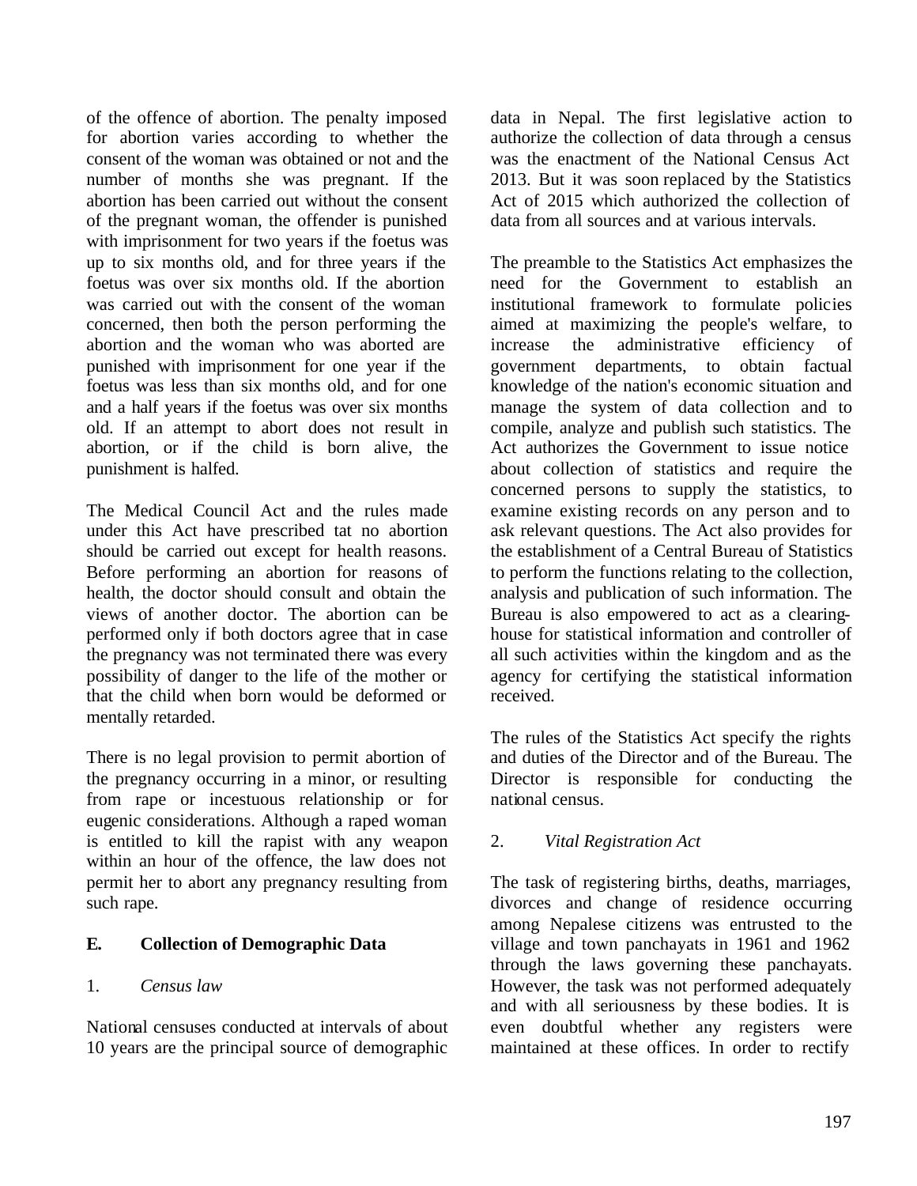of the offence of abortion. The penalty imposed for abortion varies according to whether the consent of the woman was obtained or not and the number of months she was pregnant. If the abortion has been carried out without the consent of the pregnant woman, the offender is punished with imprisonment for two years if the foetus was up to six months old, and for three years if the foetus was over six months old. If the abortion was carried out with the consent of the woman concerned, then both the person performing the abortion and the woman who was aborted are punished with imprisonment for one year if the foetus was less than six months old, and for one and a half years if the foetus was over six months old. If an attempt to abort does not result in abortion, or if the child is born alive, the punishment is halfed.

The Medical Council Act and the rules made under this Act have prescribed tat no abortion should be carried out except for health reasons. Before performing an abortion for reasons of health, the doctor should consult and obtain the views of another doctor. The abortion can be performed only if both doctors agree that in case the pregnancy was not terminated there was every possibility of danger to the life of the mother or that the child when born would be deformed or mentally retarded.

There is no legal provision to permit abortion of the pregnancy occurring in a minor, or resulting from rape or incestuous relationship or for eugenic considerations. Although a raped woman is entitled to kill the rapist with any weapon within an hour of the offence, the law does not permit her to abort any pregnancy resulting from such rape.

## E. Collection of Demographic Data

### 1. *Census law*

National censuses conducted at intervals of about 10 years are the principal source of demographic data in Nepal. The first legislative action to authorize the collection of data through a census was the enactment of the National Census Act 2013. But it was soon replaced by the Statistics Act of 2015 which authorized the collection of data from all sources and at various intervals.

The preamble to the Statistics Act emphasizes the need for the Government to establish an institutional framework to formulate policies aimed at maximizing the people's welfare, to increase the administrative efficiency of government departments, to obtain factual knowledge of the nation's economic situation and manage the system of data collection and to compile, analyze and publish such statistics. The Act authorizes the Government to issue notice about collection of statistics and require the concerned persons to supply the statistics, to examine existing records on any person and to ask relevant questions. The Act also provides for the establishment of a Central Bureau of Statistics to perform the functions relating to the collection, analysis and publication of such information. The Bureau is also empowered to act as a clearing-house for statistical information and controller of all such activities within the kingdom and as the agency for certifying the statistical information received.

The rules of the Statistics Act specify the rights and duties of the Director and of the Bureau. The Director is responsible for conducting the national census.

### 2. *Vital Registration Act*

The task of registering births, deaths, marriages, divorces and change of residence occurring among Nepalese citizens was entrusted to the village and town panchayats in 1961 and 1962 through the laws governing these panchayats. However, the task was not performed adequately and with all seriousness by these bodies. It is even doubtful whether any registers were maintained at these offices. In order to rectify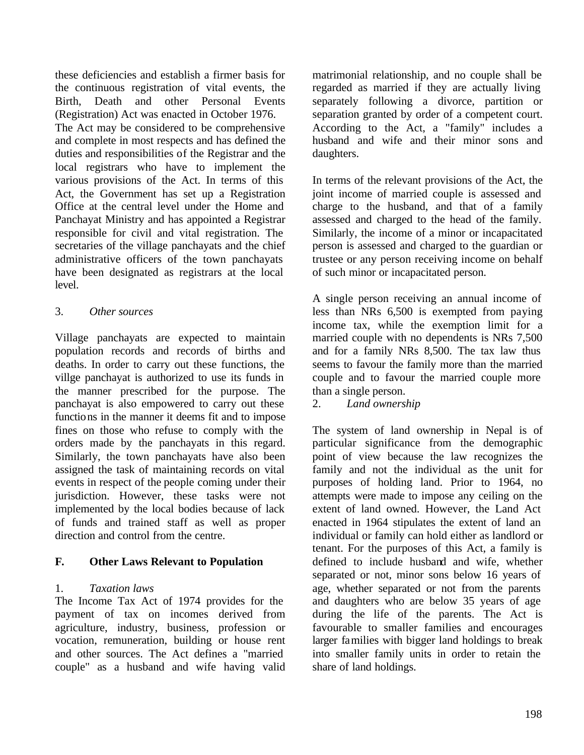these deficiencies and establish a firmer basis for the continuous registration of vital events, the Birth, Death and other Personal Events (Registration) Act was enacted in October 1976. The Act may be considered to be comprehensive and complete in most respects and has defined the duties and responsibilities of the Registrar and the local registrars who have to implement the various provisions of the Act. In terms of this Act, the Government has set up a Registration Office at the central level under the Home and Panchayat Ministry and has appointed a Registrar responsible for civil and vital registration. The secretaries of the village panchayats and the chief administrative officers of the town panchayats have been designated as registrars at the local level.

3. *Other sources*

Village panchayats are expected to maintain population records and records of births and deaths. In order to carry out these functions, the villge panchayat is authorized to use its funds in the manner prescribed for the purpose. The panchayat is also empowered to carry out these functions in the manner it deems fit and to impose fines on those who refuse to comply with the orders made by the panchayats in this regard. Similarly, the town panchayats have also been assigned the task of maintaining records on vital events in respect of the people coming under their jurisdiction. However, these tasks were not implemented by the local bodies because of lack of funds and trained staff as well as proper direction and control from the centre.

## F. Other Laws Relevant to Population

1. *Taxation laws*

The Income Tax Act of 1974 provides for the payment of tax on incomes derived from agriculture, industry, business, profession or vocation, remuneration, building or house rent and other sources. The Act defines a "married couple" as a husband and wife having valid matrimonial relationship, and no couple shall be regarded as married if they are actually living separately following a divorce, partition or separation granted by order of a competent court. According to the Act, a "family" includes a husband and wife and their minor sons and daughters.

In terms of the relevant provisions of the Act, the joint income of married couple is assessed and charge to the husband, and that of a family assessed and charged to the head of the family. Similarly, the income of a minor or incapacitated person is assessed and charged to the guardian or trustee or any person receiving income on behalf of such minor or incapacitated person.

A single person receiving an annual income of less than NRs 6,500 is exempted from paying income tax, while the exemption limit for a married couple with no dependents is NRs 7,500 and for a family NRs 8,500. The tax law thus seems to favour the family more than the married couple and to favour the married couple more than a single person.

2. *Land ownership*

The system of land ownership in Nepal is of particular significance from the demographic point of view because the law recognizes the family and not the individual as the unit for purposes of holding land. Prior to 1964, no attempts were made to impose any ceiling on the extent of land owned. However, the Land Act enacted in 1964 stipulates the extent of land an individual or family can hold either as landlord or tenant. For the purposes of this Act, a family is defined to include husband and wife, whether separated or not, minor sons below 16 years of age, whether separated or not from the parents and daughters who are below 35 years of age during the life of the parents. The Act is favourable to smaller families and encourages larger families with bigger land holdings to break into smaller family units in order to retain the share of land holdings.